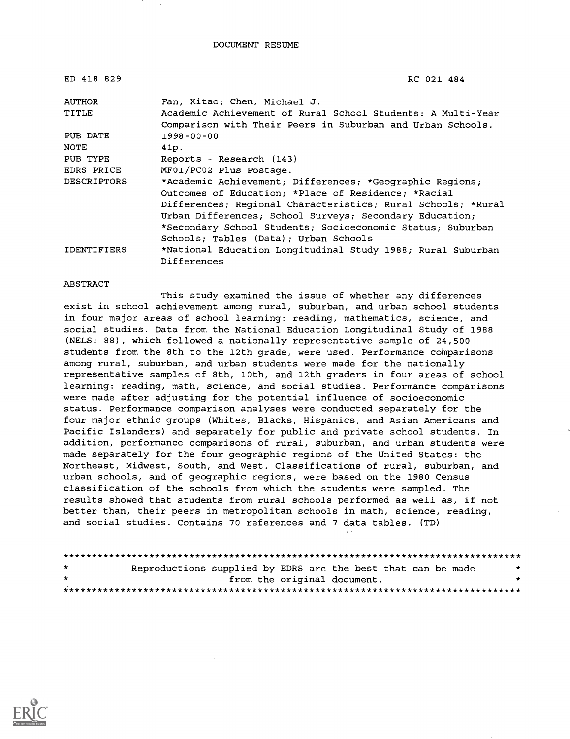DOCUMENT RESUME

| | |
|---|---|
| ED 418 829 | RC 021 484 |
| AUTHOR | Fan, Xitao; Chen, Michael J. |
| TITLE | Academic Achievement of Rural School Students: A Multi-Year Comparison with Their Peers in Suburban and Urban Schools. |
| PUB DATE | 1998-00-00 |
| NOTE | 41p. |
| PUB TYPE | Reports - Research (143) |
| EDRS PRICE | MF01/PC02 Plus Postage. |
| DESCRIPTORS | *Academic Achievement; Differences; *Geographic Regions; Outcomes of Education; *Place of Residence; *Racial Differences; Regional Characteristics; Rural Schools; *Rural Urban Differences; School Surveys; Secondary Education; *Secondary School Students; Socioeconomic Status; Suburban Schools; Tables (Data); Urban Schools |
| IDENTIFIERS | *National Education Longitudinal Study 1988; Rural Suburban Differences |

ABSTRACT

This study examined the issue of whether any differences exist in school achievement among rural, suburban, and urban school students in four major areas of school learning: reading, mathematics, science, and social studies. Data from the National Education Longitudinal Study of 1988 (NELS: 88), which followed a nationally representative sample of 24,500 students from the 8th to the 12th grade, were used. Performance comparisons among rural, suburban, and urban students were made for the nationally representative samples of 8th, 10th, and 12th graders in four areas of school learning: reading, math, science, and social studies. Performance comparisons were made after adjusting for the potential influence of socioeconomic status. Performance comparison analyses were conducted separately for the four major ethnic groups (Whites, Blacks, Hispanics, and Asian Americans and Pacific Islanders) and separately for public and private school students. In addition, performance comparisons of rural, suburban, and urban students were made separately for the four geographic regions of the United States: the Northeast, Midwest, South, and West. Classifications of rural, suburban, and urban schools, and of geographic regions, were based on the 1980 Census classification of the schools from which the students were sampled. The results showed that students from rural schools performed as well as, if not better than, their peers in metropolitan schools in math, science, reading, and social studies. Contains 70 references and 7 data tables. (TD)

********************************************************************************
* Reproductions supplied by EDRS are the best that can be made *
* from the original document. *
********************************************************************************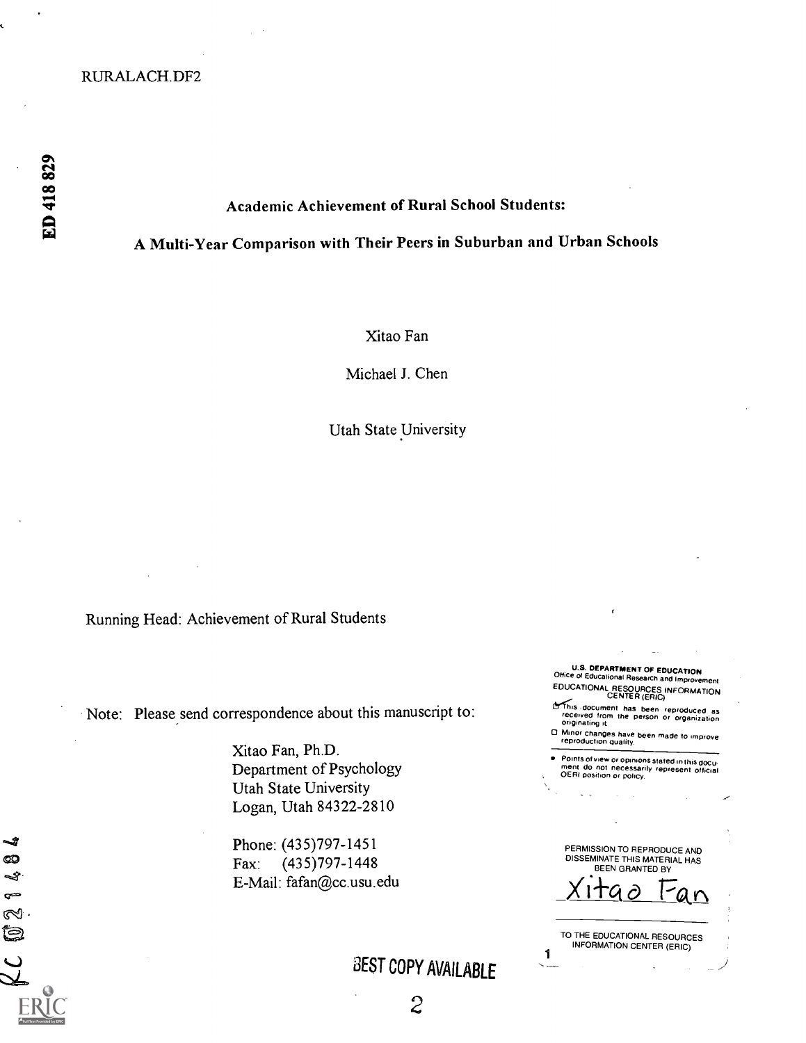RURALACH.DF2

ED 418 829

# Academic Achievement of Rural School Students:

# A Multi-Year Comparison with Their Peers in Suburban and Urban Schools

Xitao Fan

Michael J. Chen

Utah State University

Running Head: Achievement of Rural Students

Note: Please send correspondence about this manuscript to:

Xitao Fan, Ph.D.
Department of Psychology
Utah State University
Logan, Utah 84322-2810

Phone: (435)797-1451
Fax: (435)797-1448
E-Mail: fafan@cc.usu.edu

U.S. DEPARTMENT OF EDUCATION
Office of Educational Research and Improvement
EDUCATIONAL RESOURCES INFORMATION CENTER (ERIC)

☑ This document has been reproduced as received from the person or organization originating it.

☐ Minor changes have been made to improve reproduction quality.

- Points of view or opinions stated in this document do not necessarily represent official OERI position or policy.

PERMISSION TO REPRODUCE AND DISSEMINATE THIS MATERIAL HAS BEEN GRANTED BY

Xitao Fan

TO THE EDUCATIONAL RESOURCES INFORMATION CENTER (ERIC)

RC 021484

BEST COPY AVAILABLE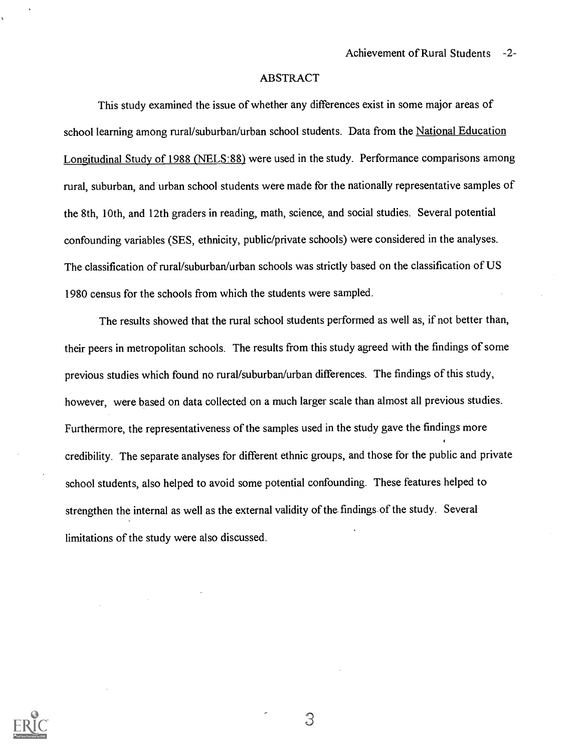## ABSTRACT

This study examined the issue of whether any differences exist in some major areas of school learning among rural/suburban/urban school students. Data from the National Education Longitudinal Study of 1988 (NELS:88) were used in the study. Performance comparisons among rural, suburban, and urban school students were made for the nationally representative samples of the 8th, 10th, and 12th graders in reading, math, science, and social studies. Several potential confounding variables (SES, ethnicity, public/private schools) were considered in the analyses. The classification of rural/suburban/urban schools was strictly based on the classification of US 1980 census for the schools from which the students were sampled.

The results showed that the rural school students performed as well as, if not better than, their peers in metropolitan schools. The results from this study agreed with the findings of some previous studies which found no rural/suburban/urban differences. The findings of this study, however, were based on data collected on a much larger scale than almost all previous studies. Furthermore, the representativeness of the samples used in the study gave the findings more credibility. The separate analyses for different ethnic groups, and those for the public and private school students, also helped to avoid some potential confounding. These features helped to strengthen the internal as well as the external validity of the findings of the study. Several limitations of the study were also discussed.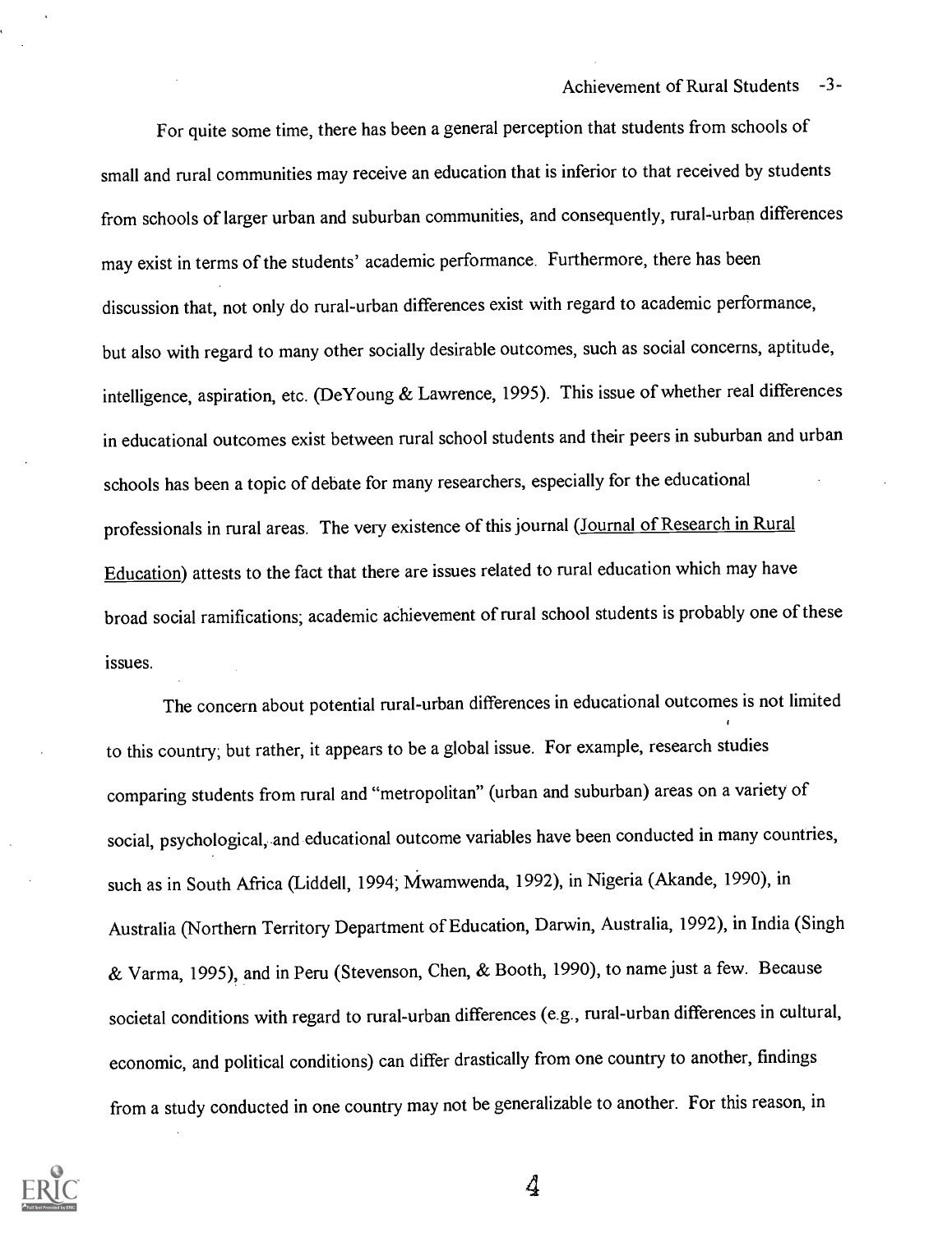For quite some time, there has been a general perception that students from schools of small and rural communities may receive an education that is inferior to that received by students from schools of larger urban and suburban communities, and consequently, rural-urban differences may exist in terms of the students' academic performance. Furthermore, there has been discussion that, not only do rural-urban differences exist with regard to academic performance, but also with regard to many other socially desirable outcomes, such as social concerns, aptitude, intelligence, aspiration, etc. (DeYoung & Lawrence, 1995). This issue of whether real differences in educational outcomes exist between rural school students and their peers in suburban and urban schools has been a topic of debate for many researchers, especially for the educational professionals in rural areas. The very existence of this journal (Journal of Research in Rural Education) attests to the fact that there are issues related to rural education which may have broad social ramifications; academic achievement of rural school students is probably one of these issues.

The concern about potential rural-urban differences in educational outcomes is not limited to this country; but rather, it appears to be a global issue. For example, research studies comparing students from rural and "metropolitan" (urban and suburban) areas on a variety of social, psychological, and educational outcome variables have been conducted in many countries, such as in South Africa (Liddell, 1994; Mwamwenda, 1992), in Nigeria (Akande, 1990), in Australia (Northern Territory Department of Education, Darwin, Australia, 1992), in India (Singh & Varma, 1995), and in Peru (Stevenson, Chen, & Booth, 1990), to name just a few. Because societal conditions with regard to rural-urban differences (e.g., rural-urban differences in cultural, economic, and political conditions) can differ drastically from one country to another, findings from a study conducted in one country may not be generalizable to another. For this reason, in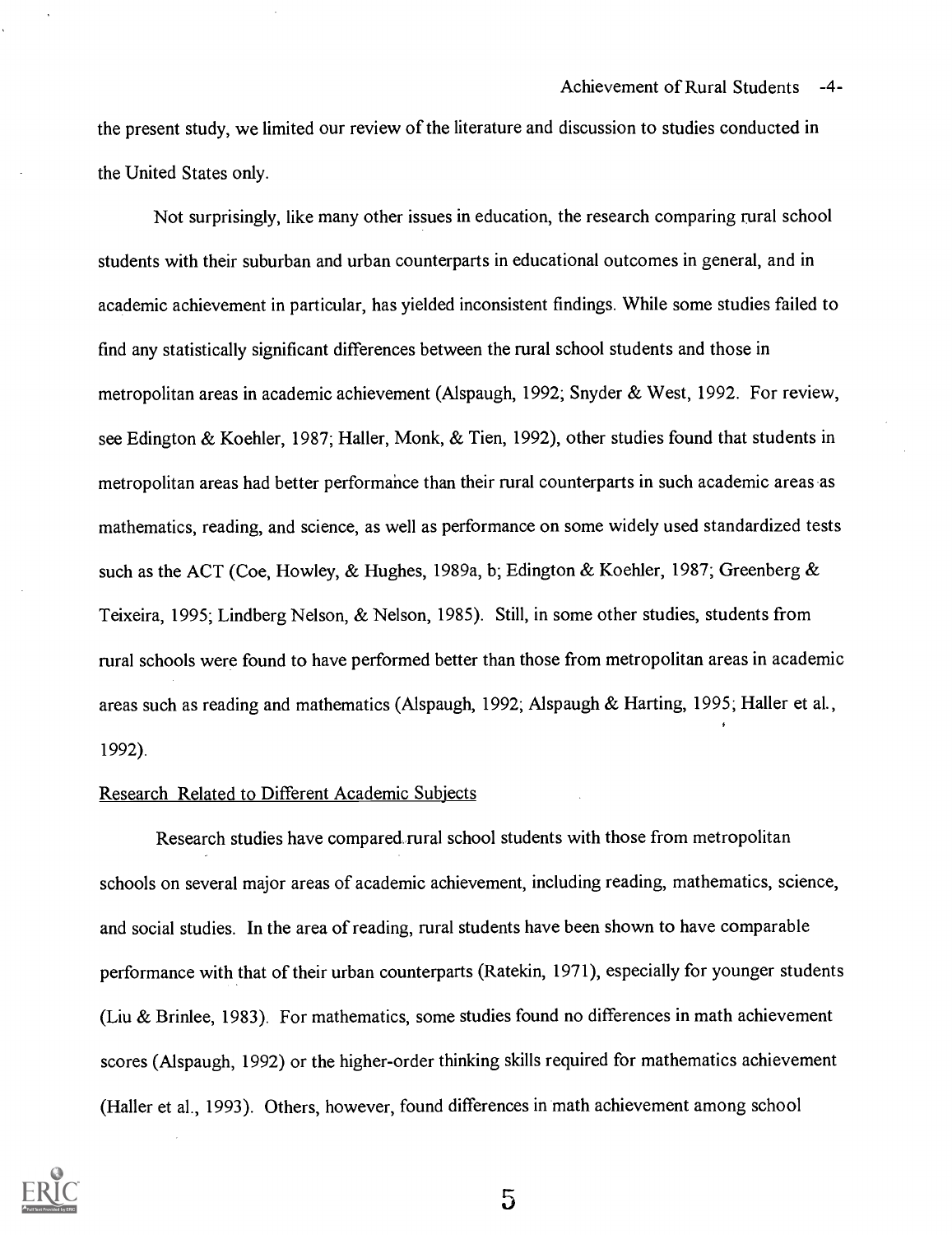the present study, we limited our review of the literature and discussion to studies conducted in the United States only.

Not surprisingly, like many other issues in education, the research comparing rural school students with their suburban and urban counterparts in educational outcomes in general, and in academic achievement in particular, has yielded inconsistent findings. While some studies failed to find any statistically significant differences between the rural school students and those in metropolitan areas in academic achievement (Alspaugh, 1992; Snyder & West, 1992. For review, see Edington & Koehler, 1987; Haller, Monk, & Tien, 1992), other studies found that students in metropolitan areas had better performance than their rural counterparts in such academic areas as mathematics, reading, and science, as well as performance on some widely used standardized tests such as the ACT (Coe, Howley, & Hughes, 1989a, b; Edington & Koehler, 1987; Greenberg & Teixeira, 1995; Lindberg Nelson, & Nelson, 1985). Still, in some other studies, students from rural schools were found to have performed better than those from metropolitan areas in academic areas such as reading and mathematics (Alspaugh, 1992; Alspaugh & Harting, 1995; Haller et al., 1992).

## Research Related to Different Academic Subjects

Research studies have compared rural school students with those from metropolitan schools on several major areas of academic achievement, including reading, mathematics, science, and social studies. In the area of reading, rural students have been shown to have comparable performance with that of their urban counterparts (Ratekin, 1971), especially for younger students (Liu & Brinlee, 1983). For mathematics, some studies found no differences in math achievement scores (Alspaugh, 1992) or the higher-order thinking skills required for mathematics achievement (Haller et al., 1993). Others, however, found differences in math achievement among school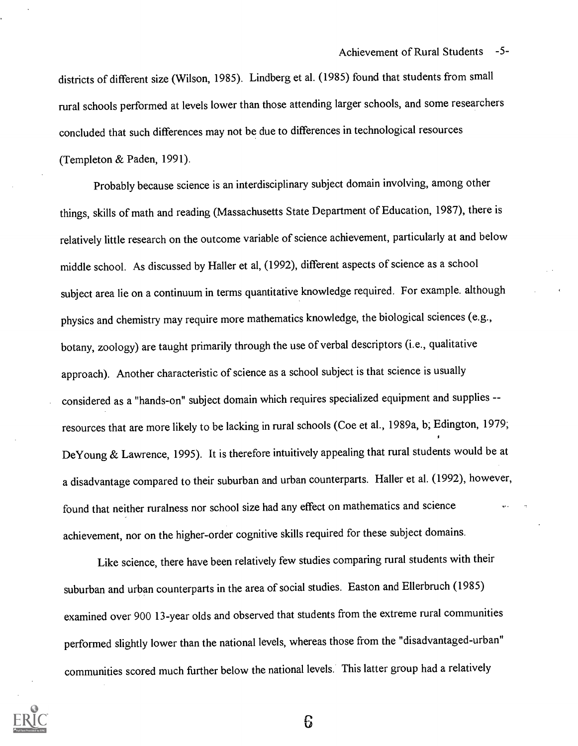districts of different size (Wilson, 1985). Lindberg et al. (1985) found that students from small rural schools performed at levels lower than those attending larger schools, and some researchers concluded that such differences may not be due to differences in technological resources (Templeton & Paden, 1991).

Probably because science is an interdisciplinary subject domain involving, among other things, skills of math and reading (Massachusetts State Department of Education, 1987), there is relatively little research on the outcome variable of science achievement, particularly at and below middle school. As discussed by Haller et al, (1992), different aspects of science as a school subject area lie on a continuum in terms quantitative knowledge required. For example. although physics and chemistry may require more mathematics knowledge, the biological sciences (e.g., botany, zoology) are taught primarily through the use of verbal descriptors (i.e., qualitative approach). Another characteristic of science as a school subject is that science is usually considered as a "hands-on" subject domain which requires specialized equipment and supplies -- resources that are more likely to be lacking in rural schools (Coe et al., 1989a, b; Edington, 1979; DeYoung & Lawrence, 1995). It is therefore intuitively appealing that rural students would be at a disadvantage compared to their suburban and urban counterparts. Haller et al. (1992), however, found that neither ruralness nor school size had any effect on mathematics and science achievement, nor on the higher-order cognitive skills required for these subject domains.

Like science, there have been relatively few studies comparing rural students with their suburban and urban counterparts in the area of social studies. Easton and Ellerbruch (1985) examined over 900 13-year olds and observed that students from the extreme rural communities performed slightly lower than the national levels, whereas those from the "disadvantaged-urban" communities scored much further below the national levels. This latter group had a relatively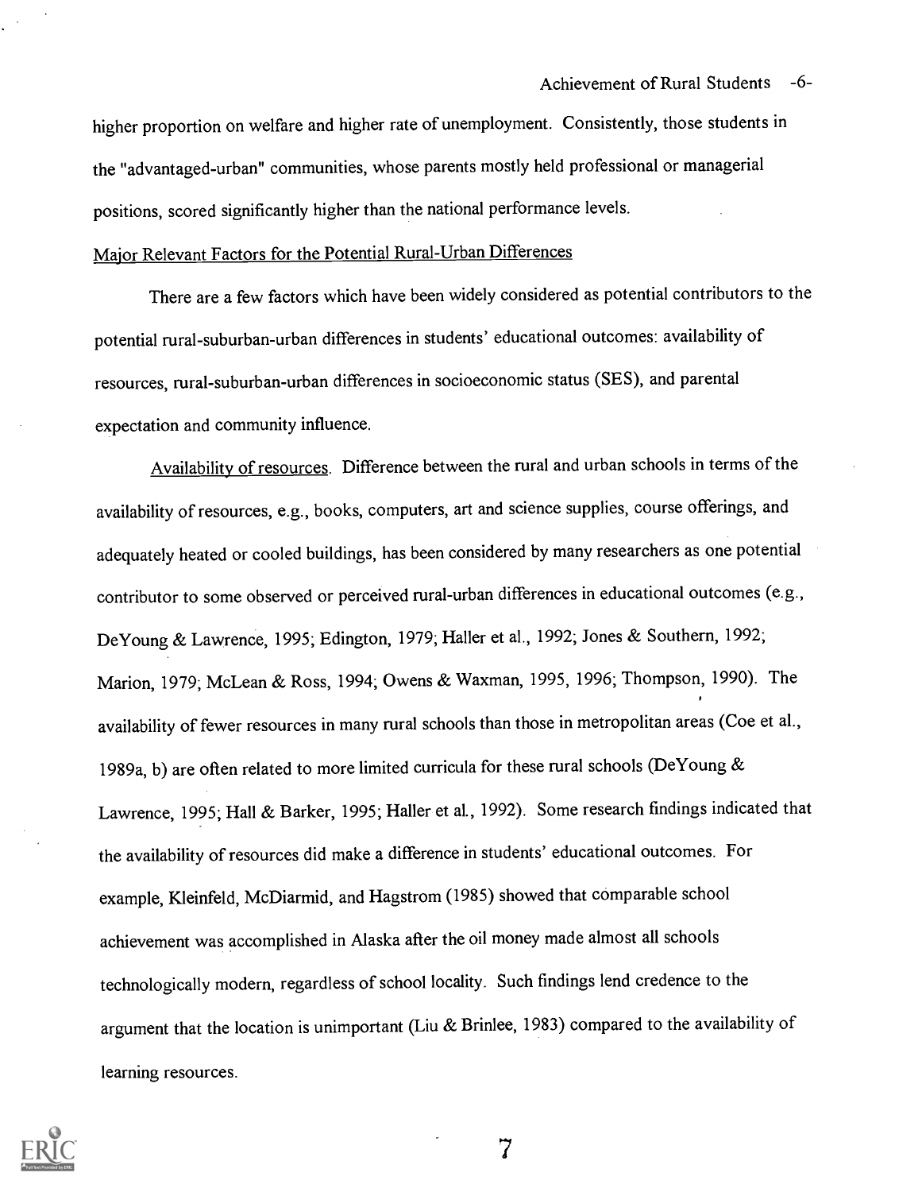higher proportion on welfare and higher rate of unemployment. Consistently, those students in the "advantaged-urban" communities, whose parents mostly held professional or managerial positions, scored significantly higher than the national performance levels.

Major Relevant Factors for the Potential Rural-Urban Differences

There are a few factors which have been widely considered as potential contributors to the potential rural-suburban-urban differences in students' educational outcomes: availability of resources, rural-suburban-urban differences in socioeconomic status (SES), and parental expectation and community influence.

Availability of resources. Difference between the rural and urban schools in terms of the availability of resources, e.g., books, computers, art and science supplies, course offerings, and adequately heated or cooled buildings, has been considered by many researchers as one potential contributor to some observed or perceived rural-urban differences in educational outcomes (e.g., DeYoung & Lawrence, 1995; Edington, 1979; Haller et al., 1992; Jones & Southern, 1992; Marion, 1979; McLean & Ross, 1994; Owens & Waxman, 1995, 1996; Thompson, 1990). The availability of fewer resources in many rural schools than those in metropolitan areas (Coe et al., 1989a, b) are often related to more limited curricula for these rural schools (DeYoung & Lawrence, 1995; Hall & Barker, 1995; Haller et al., 1992). Some research findings indicated that the availability of resources did make a difference in students' educational outcomes. For example, Kleinfeld, McDiarmid, and Hagstrom (1985) showed that comparable school achievement was accomplished in Alaska after the oil money made almost all schools technologically modern, regardless of school locality. Such findings lend credence to the argument that the location is unimportant (Liu & Brinlee, 1983) compared to the availability of learning resources.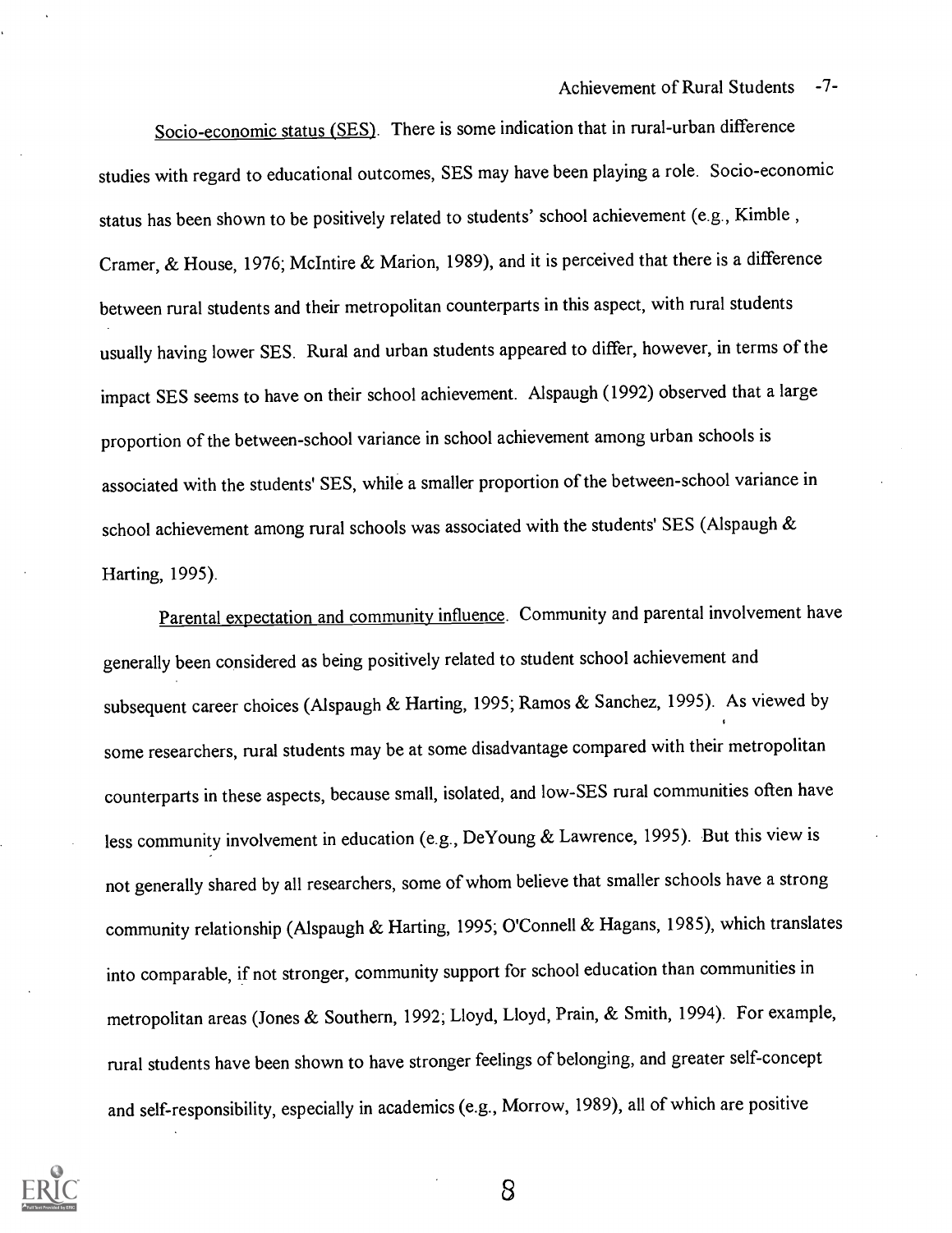Socio-economic status (SES). There is some indication that in rural-urban difference studies with regard to educational outcomes, SES may have been playing a role. Socio-economic status has been shown to be positively related to students' school achievement (e.g., Kimble , Cramer, & House, 1976; McIntire & Marion, 1989), and it is perceived that there is a difference between rural students and their metropolitan counterparts in this aspect, with rural students usually having lower SES. Rural and urban students appeared to differ, however, in terms of the impact SES seems to have on their school achievement. Alspaugh (1992) observed that a large proportion of the between-school variance in school achievement among urban schools is associated with the students' SES, while a smaller proportion of the between-school variance in school achievement among rural schools was associated with the students' SES (Alspaugh & Harting, 1995).

Parental expectation and community influence. Community and parental involvement have generally been considered as being positively related to student school achievement and subsequent career choices (Alspaugh & Harting, 1995; Ramos & Sanchez, 1995). As viewed by some researchers, rural students may be at some disadvantage compared with their metropolitan counterparts in these aspects, because small, isolated, and low-SES rural communities often have less community involvement in education (e.g., DeYoung & Lawrence, 1995). But this view is not generally shared by all researchers, some of whom believe that smaller schools have a strong community relationship (Alspaugh & Harting, 1995; O'Connell & Hagans, 1985), which translates into comparable, if not stronger, community support for school education than communities in metropolitan areas (Jones & Southern, 1992; Lloyd, Lloyd, Prain, & Smith, 1994). For example, rural students have been shown to have stronger feelings of belonging, and greater self-concept and self-responsibility, especially in academics (e.g., Morrow, 1989), all of which are positive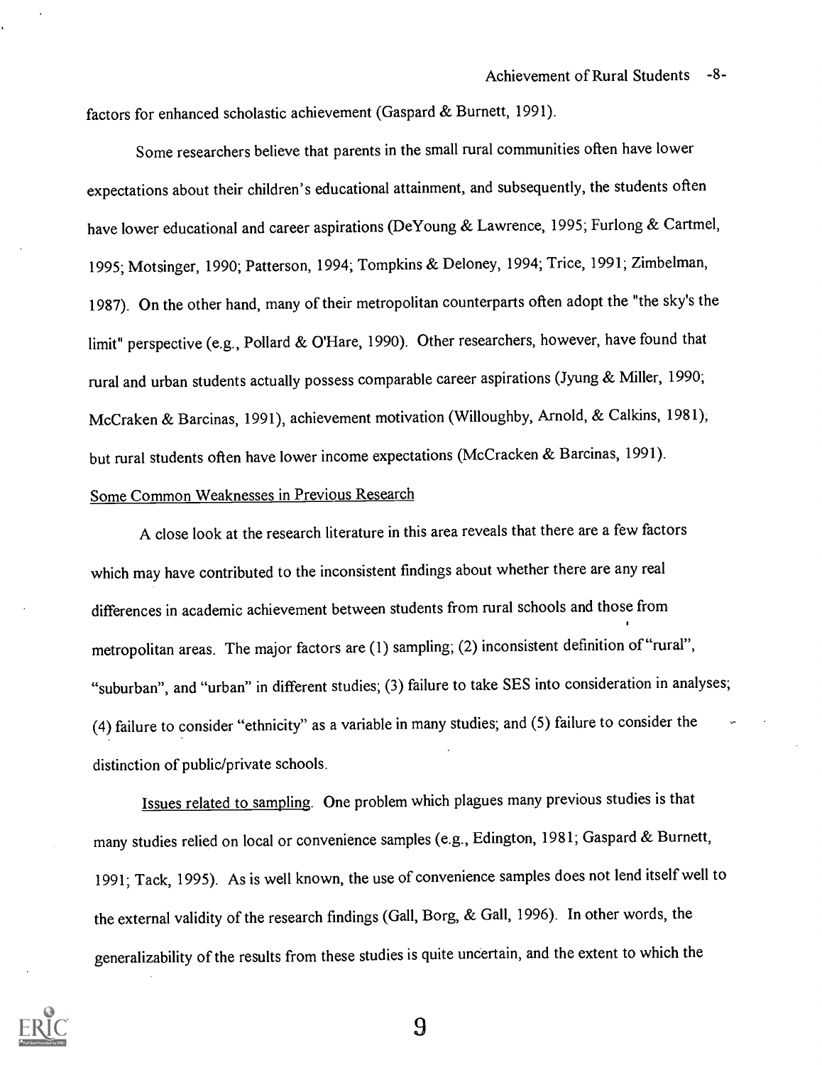factors for enhanced scholastic achievement (Gaspard & Burnett, 1991).

Some researchers believe that parents in the small rural communities often have lower expectations about their children's educational attainment, and subsequently, the students often have lower educational and career aspirations (DeYoung & Lawrence, 1995; Furlong & Cartmel, 1995; Motsinger, 1990; Patterson, 1994; Tompkins & Deloney, 1994; Trice, 1991; Zimbelman, 1987). On the other hand, many of their metropolitan counterparts often adopt the "the sky's the limit" perspective (e.g., Pollard & O'Hare, 1990). Other researchers, however, have found that rural and urban students actually possess comparable career aspirations (Jyung & Miller, 1990; McCraken & Barcinas, 1991), achievement motivation (Willoughby, Arnold, & Calkins, 1981), but rural students often have lower income expectations (McCracken & Barcinas, 1991).

<u>Some Common Weaknesses in Previous Research</u>

A close look at the research literature in this area reveals that there are a few factors which may have contributed to the inconsistent findings about whether there are any real differences in academic achievement between students from rural schools and those from metropolitan areas. The major factors are (1) sampling; (2) inconsistent definition of "rural", "suburban", and "urban" in different studies; (3) failure to take SES into consideration in analyses; (4) failure to consider "ethnicity" as a variable in many studies; and (5) failure to consider the distinction of public/private schools.

<u>Issues related to sampling</u>. One problem which plagues many previous studies is that many studies relied on local or convenience samples (e.g., Edington, 1981; Gaspard & Burnett, 1991; Tack, 1995). As is well known, the use of convenience samples does not lend itself well to the external validity of the research findings (Gall, Borg, & Gall, 1996). In other words, the generalizability of the results from these studies is quite uncertain, and the extent to which the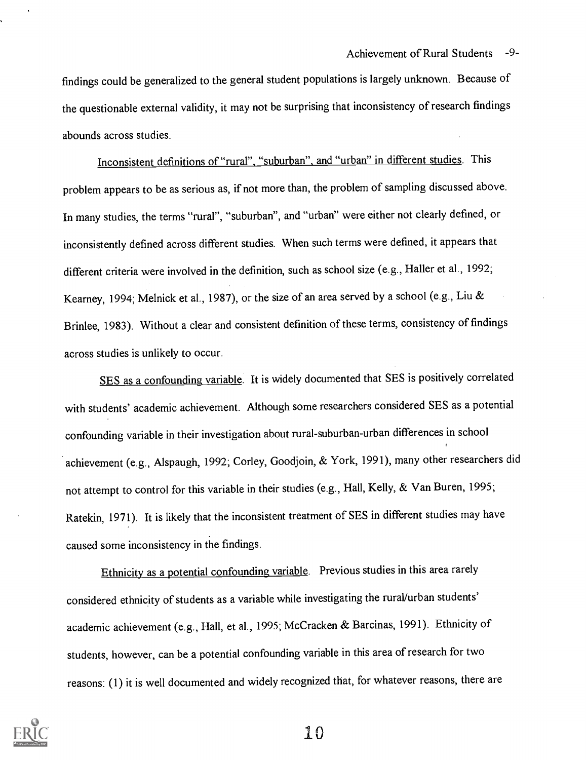findings could be generalized to the general student populations is largely unknown. Because of the questionable external validity, it may not be surprising that inconsistency of research findings abounds across studies.

<u>Inconsistent definitions of "rural", "suburban", and "urban" in different studies</u>. This problem appears to be as serious as, if not more than, the problem of sampling discussed above. In many studies, the terms "rural", "suburban", and "urban" were either not clearly defined, or inconsistently defined across different studies. When such terms were defined, it appears that different criteria were involved in the definition, such as school size (e.g., Haller et al., 1992; Kearney, 1994; Melnick et al., 1987), or the size of an area served by a school (e.g., Liu & Brinlee, 1983). Without a clear and consistent definition of these terms, consistency of findings across studies is unlikely to occur.

<u>SES as a confounding variable</u>. It is widely documented that SES is positively correlated with students' academic achievement. Although some researchers considered SES as a potential confounding variable in their investigation about rural-suburban-urban differences in school achievement (e.g., Alspaugh, 1992; Corley, Goodjoin, & York, 1991), many other researchers did not attempt to control for this variable in their studies (e.g., Hall, Kelly, & Van Buren, 1995; Ratekin, 1971). It is likely that the inconsistent treatment of SES in different studies may have caused some inconsistency in the findings.

<u>Ethnicity as a potential confounding variable</u>. Previous studies in this area rarely considered ethnicity of students as a variable while investigating the rural/urban students' academic achievement (e.g., Hall, et al., 1995; McCracken & Barcinas, 1991). Ethnicity of students, however, can be a potential confounding variable in this area of research for two reasons: (1) it is well documented and widely recognized that, for whatever reasons, there are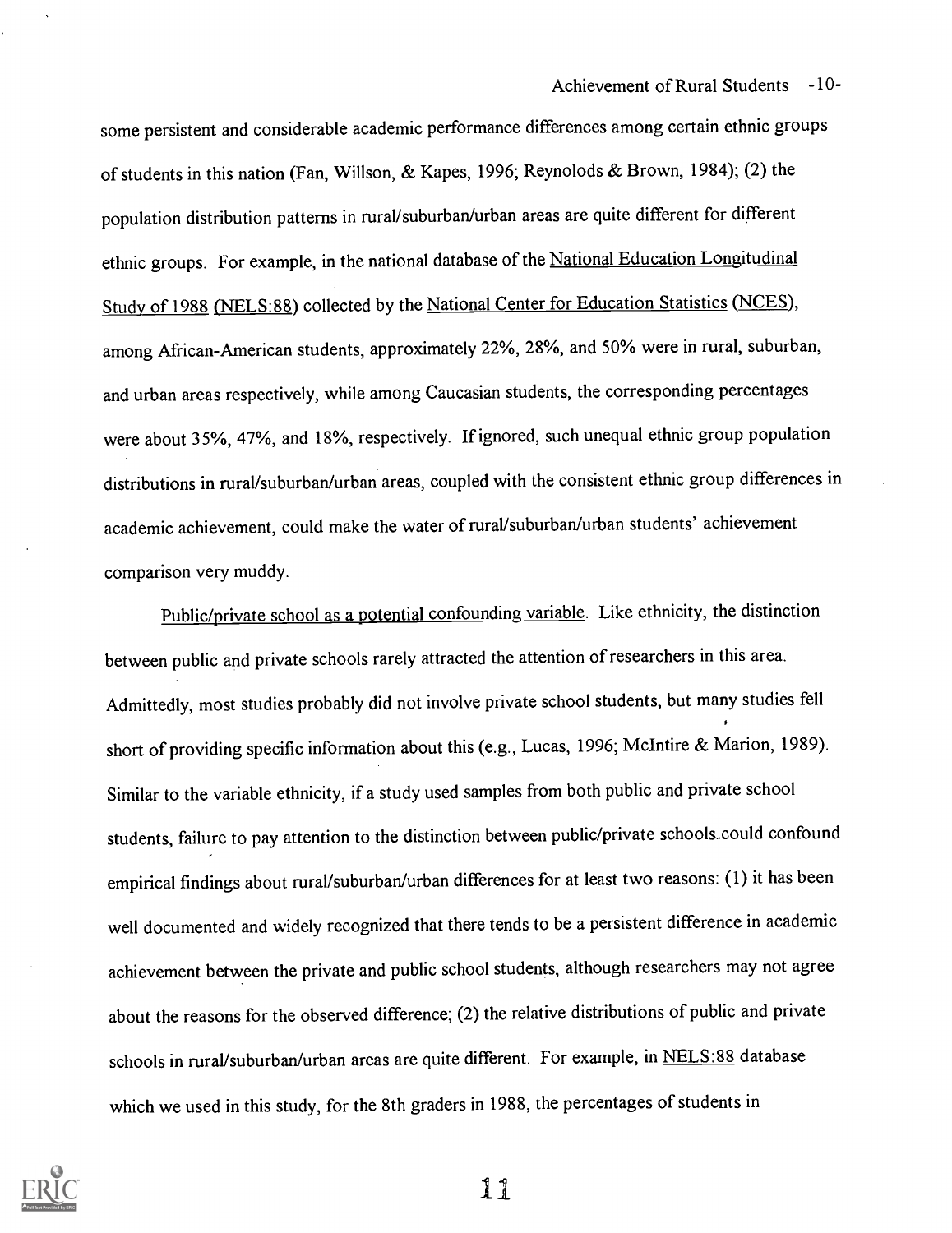some persistent and considerable academic performance differences among certain ethnic groups of students in this nation (Fan, Willson, & Kapes, 1996; Reynolods & Brown, 1984); (2) the population distribution patterns in rural/suburban/urban areas are quite different for different ethnic groups. For example, in the national database of the National Education Longitudinal Study of 1988 (NELS:88) collected by the National Center for Education Statistics (NCES), among African-American students, approximately 22%, 28%, and 50% were in rural, suburban, and urban areas respectively, while among Caucasian students, the corresponding percentages were about 35%, 47%, and 18%, respectively. If ignored, such unequal ethnic group population distributions in rural/suburban/urban areas, coupled with the consistent ethnic group differences in academic achievement, could make the water of rural/suburban/urban students' achievement comparison very muddy.

Public/private school as a potential confounding variable. Like ethnicity, the distinction between public and private schools rarely attracted the attention of researchers in this area. Admittedly, most studies probably did not involve private school students, but many studies fell short of providing specific information about this (e.g., Lucas, 1996; McIntire & Marion, 1989). Similar to the variable ethnicity, if a study used samples from both public and private school students, failure to pay attention to the distinction between public/private schools could confound empirical findings about rural/suburban/urban differences for at least two reasons: (1) it has been well documented and widely recognized that there tends to be a persistent difference in academic achievement between the private and public school students, although researchers may not agree about the reasons for the observed difference; (2) the relative distributions of public and private schools in rural/suburban/urban areas are quite different. For example, in NELS:88 database which we used in this study, for the 8th graders in 1988, the percentages of students in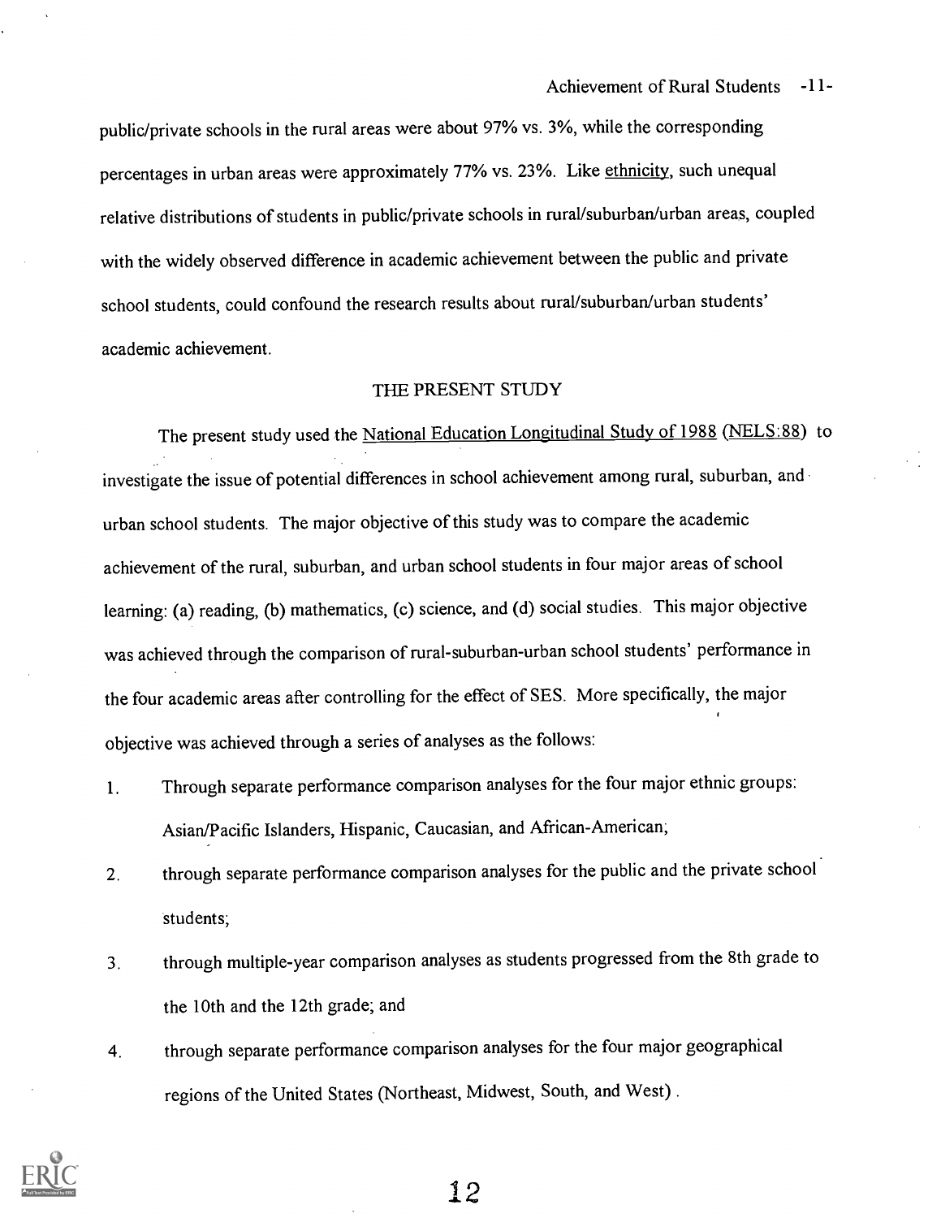public/private schools in the rural areas were about 97% vs. 3%, while the corresponding percentages in urban areas were approximately 77% vs. 23%. Like ethnicity, such unequal relative distributions of students in public/private schools in rural/suburban/urban areas, coupled with the widely observed difference in academic achievement between the public and private school students, could confound the research results about rural/suburban/urban students' academic achievement.

## THE PRESENT STUDY

The present study used the National Education Longitudinal Study of 1988 (NELS:88) to investigate the issue of potential differences in school achievement among rural, suburban, and urban school students. The major objective of this study was to compare the academic achievement of the rural, suburban, and urban school students in four major areas of school learning: (a) reading, (b) mathematics, (c) science, and (d) social studies. This major objective was achieved through the comparison of rural-suburban-urban school students' performance in the four academic areas after controlling for the effect of SES. More specifically, the major objective was achieved through a series of analyses as the follows:

1. Through separate performance comparison analyses for the four major ethnic groups: Asian/Pacific Islanders, Hispanic, Caucasian, and African-American;
2. through separate performance comparison analyses for the public and the private school students;
3. through multiple-year comparison analyses as students progressed from the 8th grade to the 10th and the 12th grade; and
4. through separate performance comparison analyses for the four major geographical regions of the United States (Northeast, Midwest, South, and West).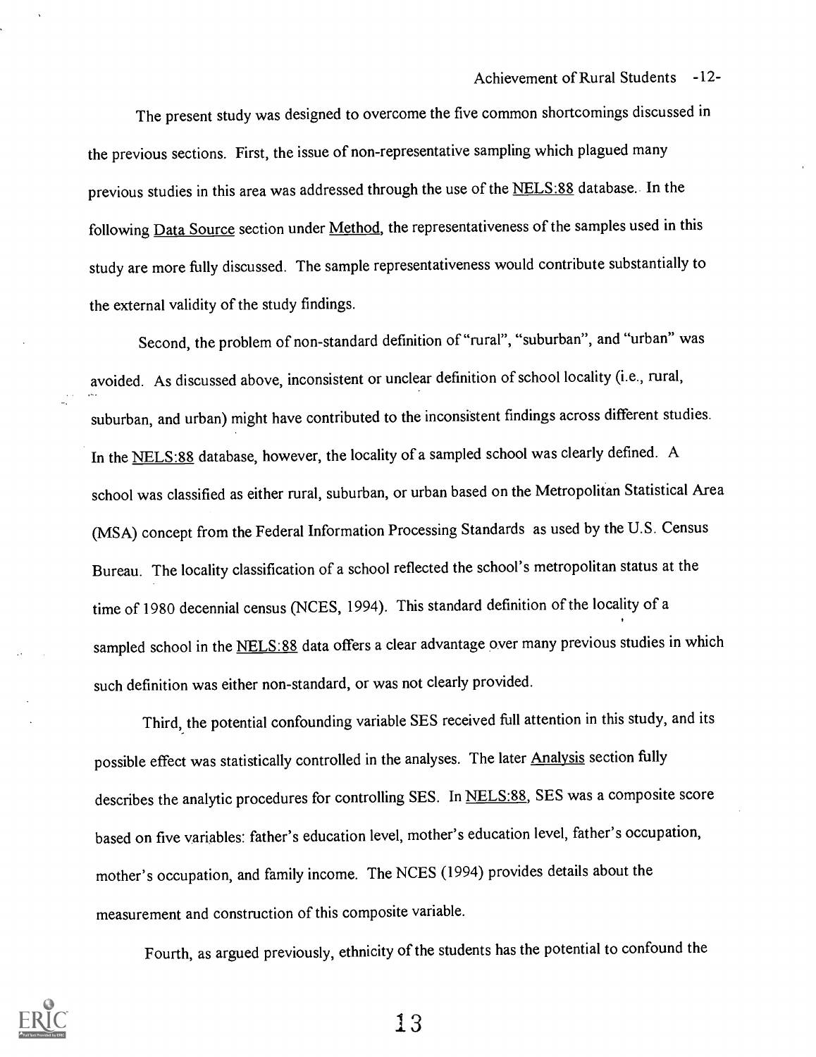The present study was designed to overcome the five common shortcomings discussed in the previous sections. First, the issue of non-representative sampling which plagued many previous studies in this area was addressed through the use of the NELS:88 database. In the following Data Source section under Method, the representativeness of the samples used in this study are more fully discussed. The sample representativeness would contribute substantially to the external validity of the study findings.

Second, the problem of non-standard definition of "rural", "suburban", and "urban" was avoided. As discussed above, inconsistent or unclear definition of school locality (i.e., rural, suburban, and urban) might have contributed to the inconsistent findings across different studies. In the NELS:88 database, however, the locality of a sampled school was clearly defined. A school was classified as either rural, suburban, or urban based on the Metropolitan Statistical Area (MSA) concept from the Federal Information Processing Standards as used by the U.S. Census Bureau. The locality classification of a school reflected the school's metropolitan status at the time of 1980 decennial census (NCES, 1994). This standard definition of the locality of a sampled school in the NELS:88 data offers a clear advantage over many previous studies in which such definition was either non-standard, or was not clearly provided.

Third, the potential confounding variable SES received full attention in this study, and its possible effect was statistically controlled in the analyses. The later Analysis section fully describes the analytic procedures for controlling SES. In NELS:88, SES was a composite score based on five variables: father's education level, mother's education level, father's occupation, mother's occupation, and family income. The NCES (1994) provides details about the measurement and construction of this composite variable.

Fourth, as argued previously, ethnicity of the students has the potential to confound the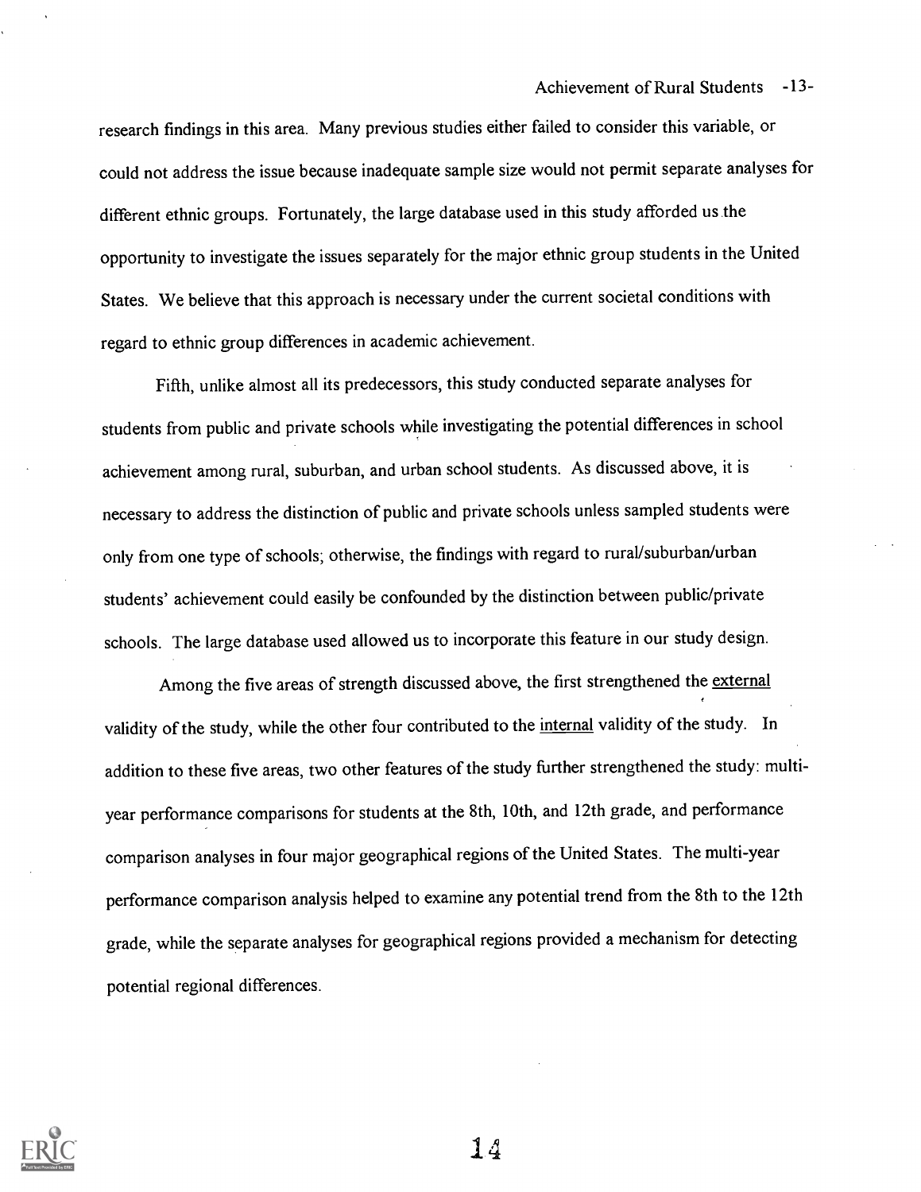research findings in this area. Many previous studies either failed to consider this variable, or could not address the issue because inadequate sample size would not permit separate analyses for different ethnic groups. Fortunately, the large database used in this study afforded us the opportunity to investigate the issues separately for the major ethnic group students in the United States. We believe that this approach is necessary under the current societal conditions with regard to ethnic group differences in academic achievement.

Fifth, unlike almost all its predecessors, this study conducted separate analyses for students from public and private schools while investigating the potential differences in school achievement among rural, suburban, and urban school students. As discussed above, it is necessary to address the distinction of public and private schools unless sampled students were only from one type of schools; otherwise, the findings with regard to rural/suburban/urban students' achievement could easily be confounded by the distinction between public/private schools. The large database used allowed us to incorporate this feature in our study design.

Among the five areas of strength discussed above, the first strengthened the <u>external</u> validity of the study, while the other four contributed to the <u>internal</u> validity of the study. In addition to these five areas, two other features of the study further strengthened the study: multi-year performance comparisons for students at the 8th, 10th, and 12th grade, and performance comparison analyses in four major geographical regions of the United States. The multi-year performance comparison analysis helped to examine any potential trend from the 8th to the 12th grade, while the separate analyses for geographical regions provided a mechanism for detecting potential regional differences.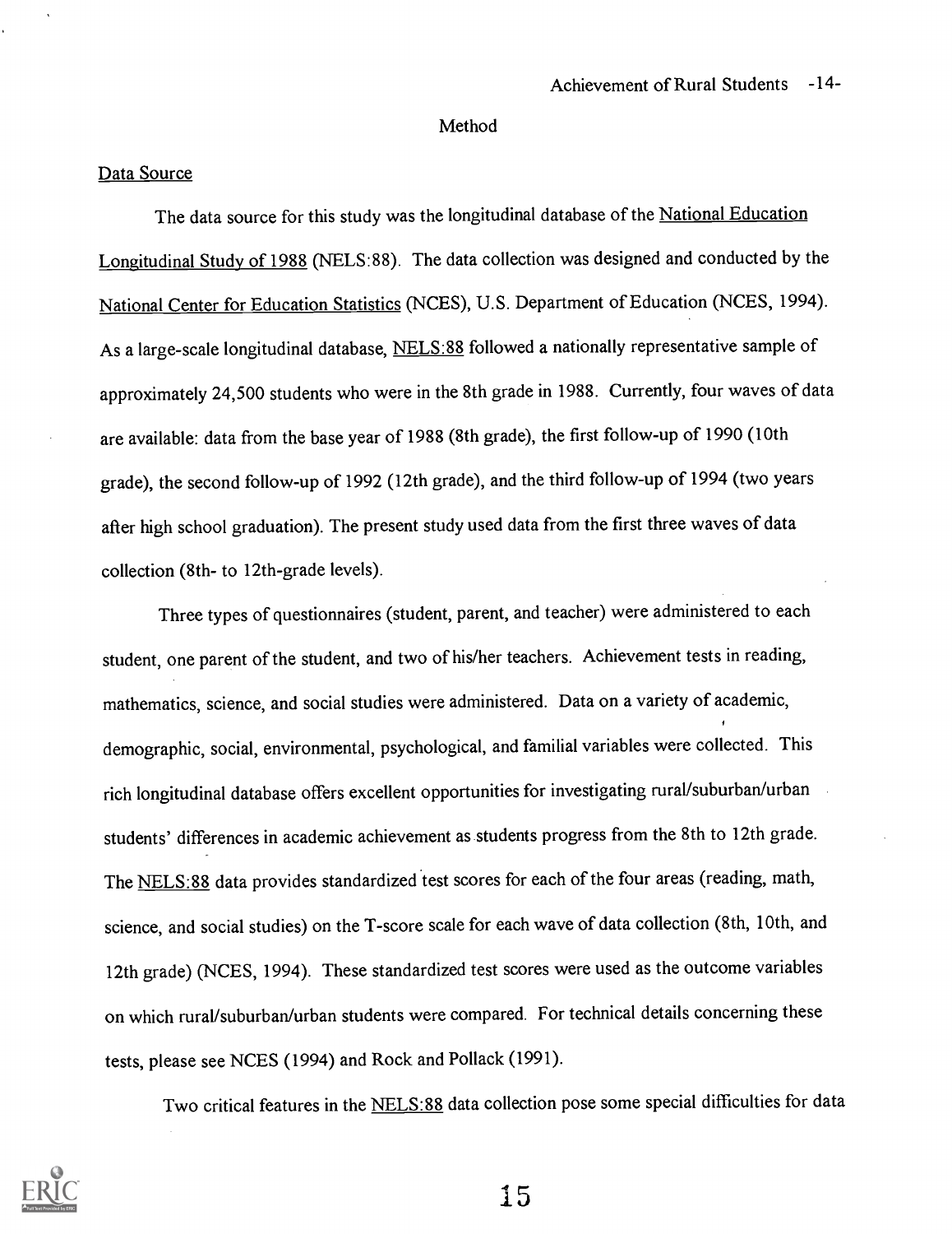## Method

### Data Source

The data source for this study was the longitudinal database of the National Education Longitudinal Study of 1988 (NELS:88). The data collection was designed and conducted by the National Center for Education Statistics (NCES), U.S. Department of Education (NCES, 1994). As a large-scale longitudinal database, NELS:88 followed a nationally representative sample of approximately 24,500 students who were in the 8th grade in 1988. Currently, four waves of data are available: data from the base year of 1988 (8th grade), the first follow-up of 1990 (10th grade), the second follow-up of 1992 (12th grade), and the third follow-up of 1994 (two years after high school graduation). The present study used data from the first three waves of data collection (8th- to 12th-grade levels).

Three types of questionnaires (student, parent, and teacher) were administered to each student, one parent of the student, and two of his/her teachers. Achievement tests in reading, mathematics, science, and social studies were administered. Data on a variety of academic, demographic, social, environmental, psychological, and familial variables were collected. This rich longitudinal database offers excellent opportunities for investigating rural/suburban/urban students' differences in academic achievement as students progress from the 8th to 12th grade. The NELS:88 data provides standardized test scores for each of the four areas (reading, math, science, and social studies) on the T-score scale for each wave of data collection (8th, 10th, and 12th grade) (NCES, 1994). These standardized test scores were used as the outcome variables on which rural/suburban/urban students were compared. For technical details concerning these tests, please see NCES (1994) and Rock and Pollack (1991).

Two critical features in the NELS:88 data collection pose some special difficulties for data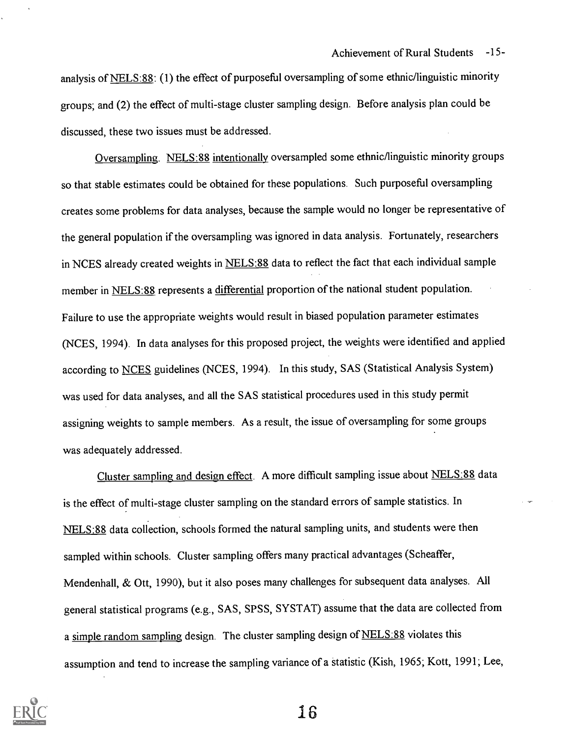analysis of NELS:88: (1) the effect of purposeful oversampling of some ethnic/linguistic minority groups; and (2) the effect of multi-stage cluster sampling design. Before analysis plan could be discussed, these two issues must be addressed.

Oversampling. NELS:88 intentionally oversampled some ethnic/linguistic minority groups so that stable estimates could be obtained for these populations. Such purposeful oversampling creates some problems for data analyses, because the sample would no longer be representative of the general population if the oversampling was ignored in data analysis. Fortunately, researchers in NCES already created weights in NELS:88 data to reflect the fact that each individual sample member in NELS:88 represents a differential proportion of the national student population. Failure to use the appropriate weights would result in biased population parameter estimates (NCES, 1994). In data analyses for this proposed project, the weights were identified and applied according to NCES guidelines (NCES, 1994). In this study, SAS (Statistical Analysis System) was used for data analyses, and all the SAS statistical procedures used in this study permit assigning weights to sample members. As a result, the issue of oversampling for some groups was adequately addressed.

Cluster sampling and design effect. A more difficult sampling issue about NELS:88 data is the effect of multi-stage cluster sampling on the standard errors of sample statistics. In NELS:88 data collection, schools formed the natural sampling units, and students were then sampled within schools. Cluster sampling offers many practical advantages (Scheaffer, Mendenhall, & Ott, 1990), but it also poses many challenges for subsequent data analyses. All general statistical programs (e.g., SAS, SPSS, SYSTAT) assume that the data are collected from a simple random sampling design. The cluster sampling design of NELS:88 violates this assumption and tend to increase the sampling variance of a statistic (Kish, 1965; Kott, 1991; Lee,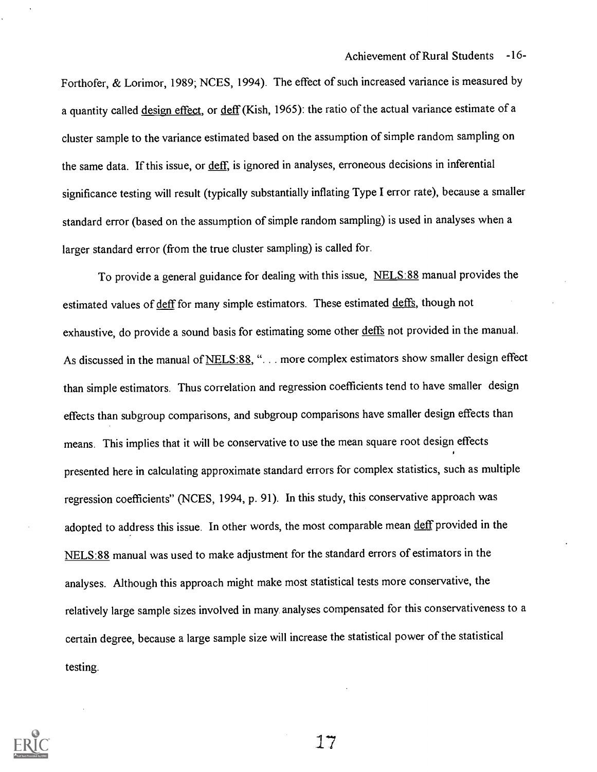Forthofer, & Lorimor, 1989; NCES, 1994). The effect of such increased variance is measured by a quantity called design effect, or deff (Kish, 1965): the ratio of the actual variance estimate of a cluster sample to the variance estimated based on the assumption of simple random sampling on the same data. If this issue, or deff, is ignored in analyses, erroneous decisions in inferential significance testing will result (typically substantially inflating Type I error rate), because a smaller standard error (based on the assumption of simple random sampling) is used in analyses when a larger standard error (from the true cluster sampling) is called for.

To provide a general guidance for dealing with this issue, NELS:88 manual provides the estimated values of deff for many simple estimators. These estimated deffs, though not exhaustive, do provide a sound basis for estimating some other deffs not provided in the manual. As discussed in the manual of NELS:88, ". . . more complex estimators show smaller design effect than simple estimators. Thus correlation and regression coefficients tend to have smaller design effects than subgroup comparisons, and subgroup comparisons have smaller design effects than means. This implies that it will be conservative to use the mean square root design effects presented here in calculating approximate standard errors for complex statistics, such as multiple regression coefficients" (NCES, 1994, p. 91). In this study, this conservative approach was adopted to address this issue. In other words, the most comparable mean deff provided in the NELS:88 manual was used to make adjustment for the standard errors of estimators in the analyses. Although this approach might make most statistical tests more conservative, the relatively large sample sizes involved in many analyses compensated for this conservativeness to a certain degree, because a large sample size will increase the statistical power of the statistical testing.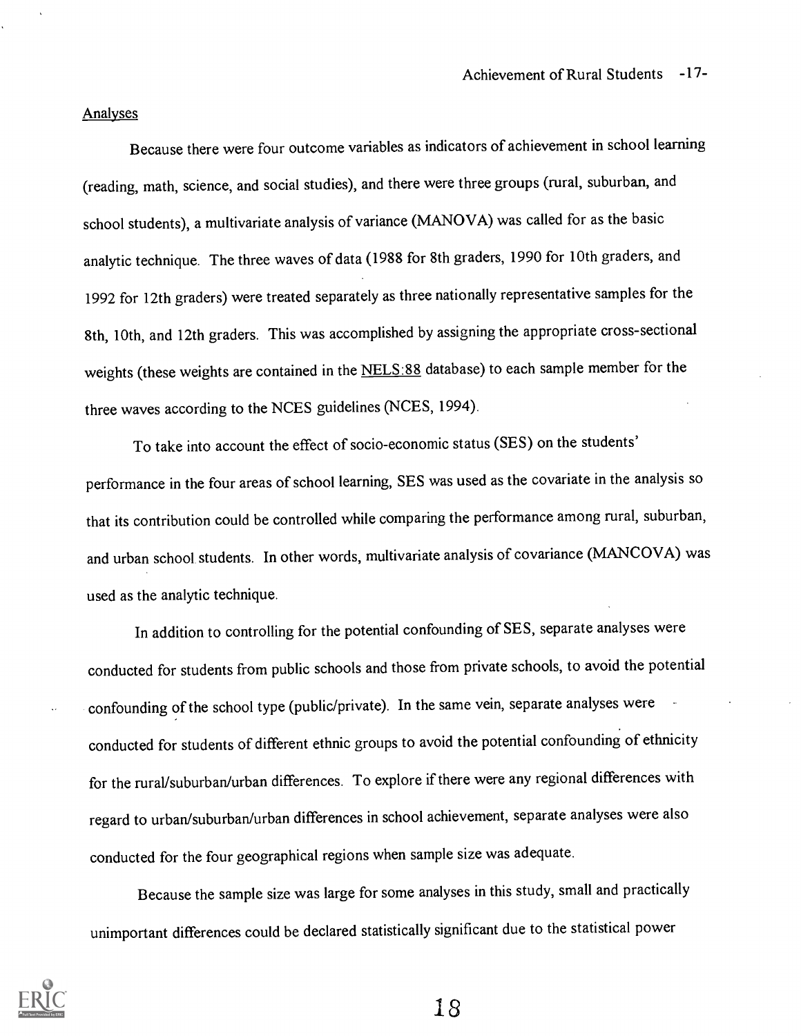## Analyses

Because there were four outcome variables as indicators of achievement in school learning (reading, math, science, and social studies), and there were three groups (rural, suburban, and school students), a multivariate analysis of variance (MANOVA) was called for as the basic analytic technique. The three waves of data (1988 for 8th graders, 1990 for 10th graders, and 1992 for 12th graders) were treated separately as three nationally representative samples for the 8th, 10th, and 12th graders. This was accomplished by assigning the appropriate cross-sectional weights (these weights are contained in the NELS:88 database) to each sample member for the three waves according to the NCES guidelines (NCES, 1994).

To take into account the effect of socio-economic status (SES) on the students' performance in the four areas of school learning, SES was used as the covariate in the analysis so that its contribution could be controlled while comparing the performance among rural, suburban, and urban school students. In other words, multivariate analysis of covariance (MANCOVA) was used as the analytic technique.

In addition to controlling for the potential confounding of SES, separate analyses were conducted for students from public schools and those from private schools, to avoid the potential confounding of the school type (public/private). In the same vein, separate analyses were conducted for students of different ethnic groups to avoid the potential confounding of ethnicity for the rural/suburban/urban differences. To explore if there were any regional differences with regard to urban/suburban/urban differences in school achievement, separate analyses were also conducted for the four geographical regions when sample size was adequate.

Because the sample size was large for some analyses in this study, small and practically unimportant differences could be declared statistically significant due to the statistical power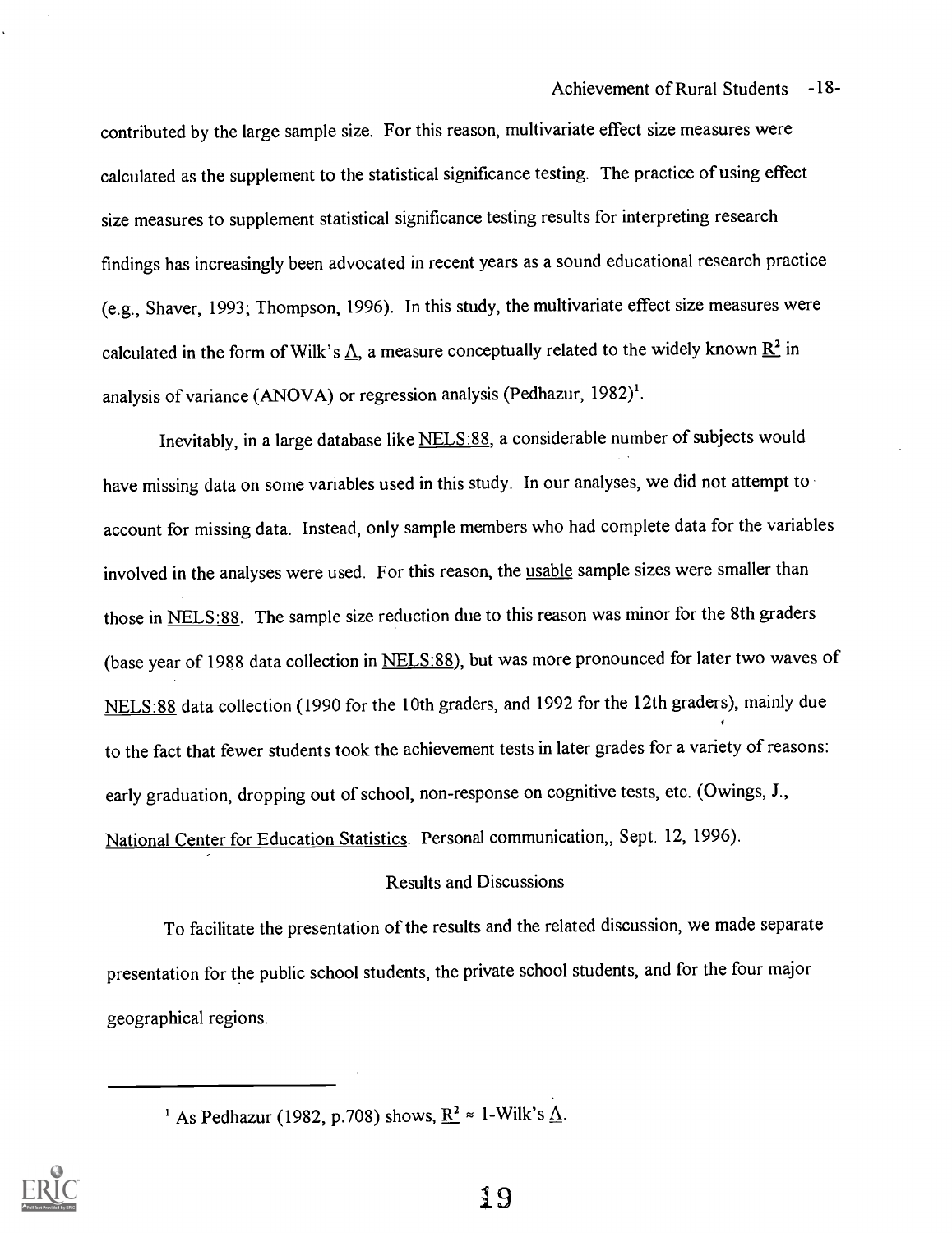contributed by the large sample size. For this reason, multivariate effect size measures were calculated as the supplement to the statistical significance testing. The practice of using effect size measures to supplement statistical significance testing results for interpreting research findings has increasingly been advocated in recent years as a sound educational research practice (e.g., Shaver, 1993; Thompson, 1996). In this study, the multivariate effect size measures were calculated in the form of Wilk's $\Lambda$, a measure conceptually related to the widely known $R^2$ in analysis of variance (ANOVA) or regression analysis (Pedhazur, 1982)[1].

Inevitably, in a large database like NELS:88, a considerable number of subjects would have missing data on some variables used in this study. In our analyses, we did not attempt to account for missing data. Instead, only sample members who had complete data for the variables involved in the analyses were used. For this reason, the usable sample sizes were smaller than those in NELS:88. The sample size reduction due to this reason was minor for the 8th graders (base year of 1988 data collection in NELS:88), but was more pronounced for later two waves of NELS:88 data collection (1990 for the 10th graders, and 1992 for the 12th graders), mainly due to the fact that fewer students took the achievement tests in later grades for a variety of reasons: early graduation, dropping out of school, non-response on cognitive tests, etc. (Owings, J., National Center for Education Statistics. Personal communication,, Sept. 12, 1996).

## Results and Discussions

To facilitate the presentation of the results and the related discussion, we made separate presentation for the public school students, the private school students, and for the four major geographical regions.

---

[1] As Pedhazur (1982, p.708) shows, $R^2 \approx$ 1-Wilk's $\Lambda$.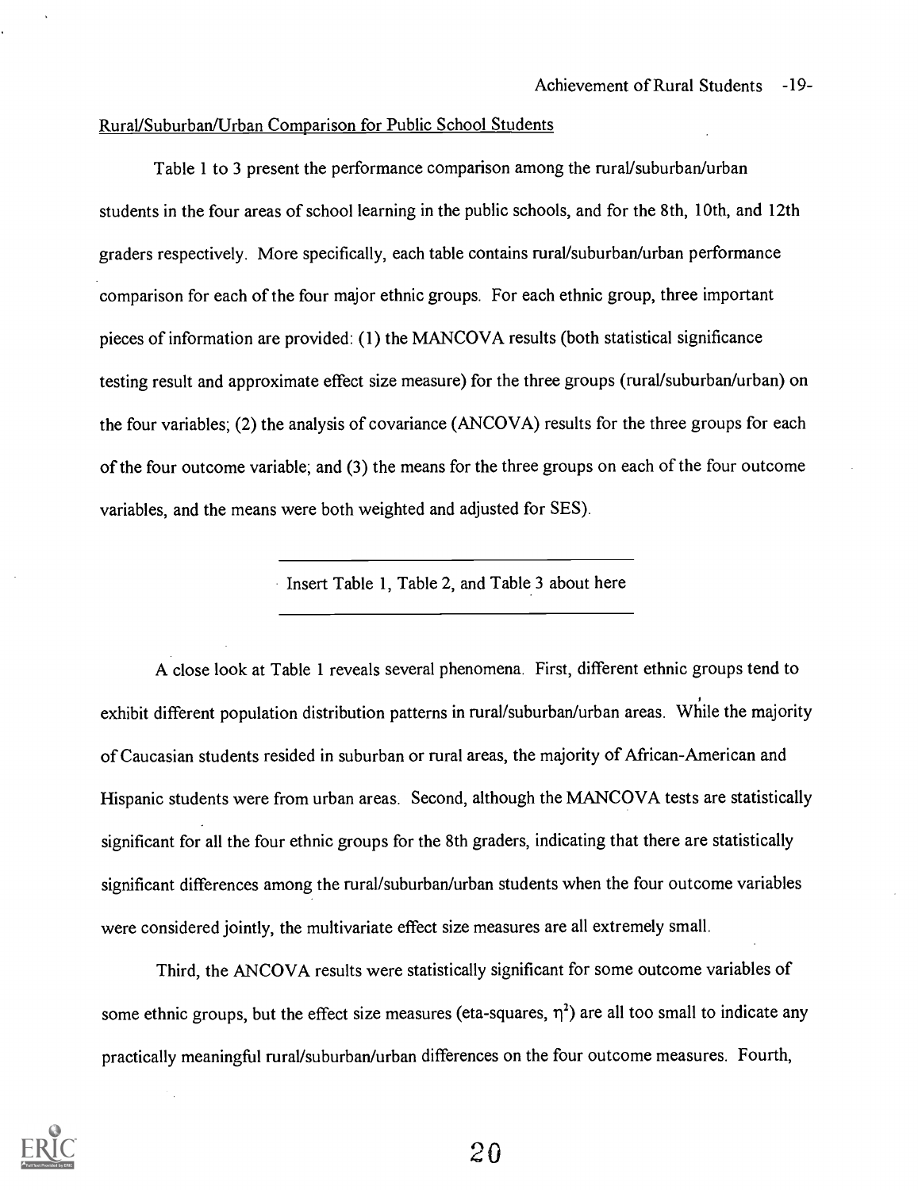Rural/Suburban/Urban Comparison for Public School Students

Table 1 to 3 present the performance comparison among the rural/suburban/urban students in the four areas of school learning in the public schools, and for the 8th, 10th, and 12th graders respectively. More specifically, each table contains rural/suburban/urban performance comparison for each of the four major ethnic groups. For each ethnic group, three important pieces of information are provided: (1) the MANCOVA results (both statistical significance testing result and approximate effect size measure) for the three groups (rural/suburban/urban) on the four variables; (2) the analysis of covariance (ANCOVA) results for the three groups for each of the four outcome variable; and (3) the means for the three groups on each of the four outcome variables, and the means were both weighted and adjusted for SES).

---

Insert Table 1, Table 2, and Table 3 about here

---

A close look at Table 1 reveals several phenomena. First, different ethnic groups tend to exhibit different population distribution patterns in rural/suburban/urban areas. While the majority of Caucasian students resided in suburban or rural areas, the majority of African-American and Hispanic students were from urban areas. Second, although the MANCOVA tests are statistically significant for all the four ethnic groups for the 8th graders, indicating that there are statistically significant differences among the rural/suburban/urban students when the four outcome variables were considered jointly, the multivariate effect size measures are all extremely small.

Third, the ANCOVA results were statistically significant for some outcome variables of some ethnic groups, but the effect size measures (eta-squares, $\eta^2$) are all too small to indicate any practically meaningful rural/suburban/urban differences on the four outcome measures. Fourth,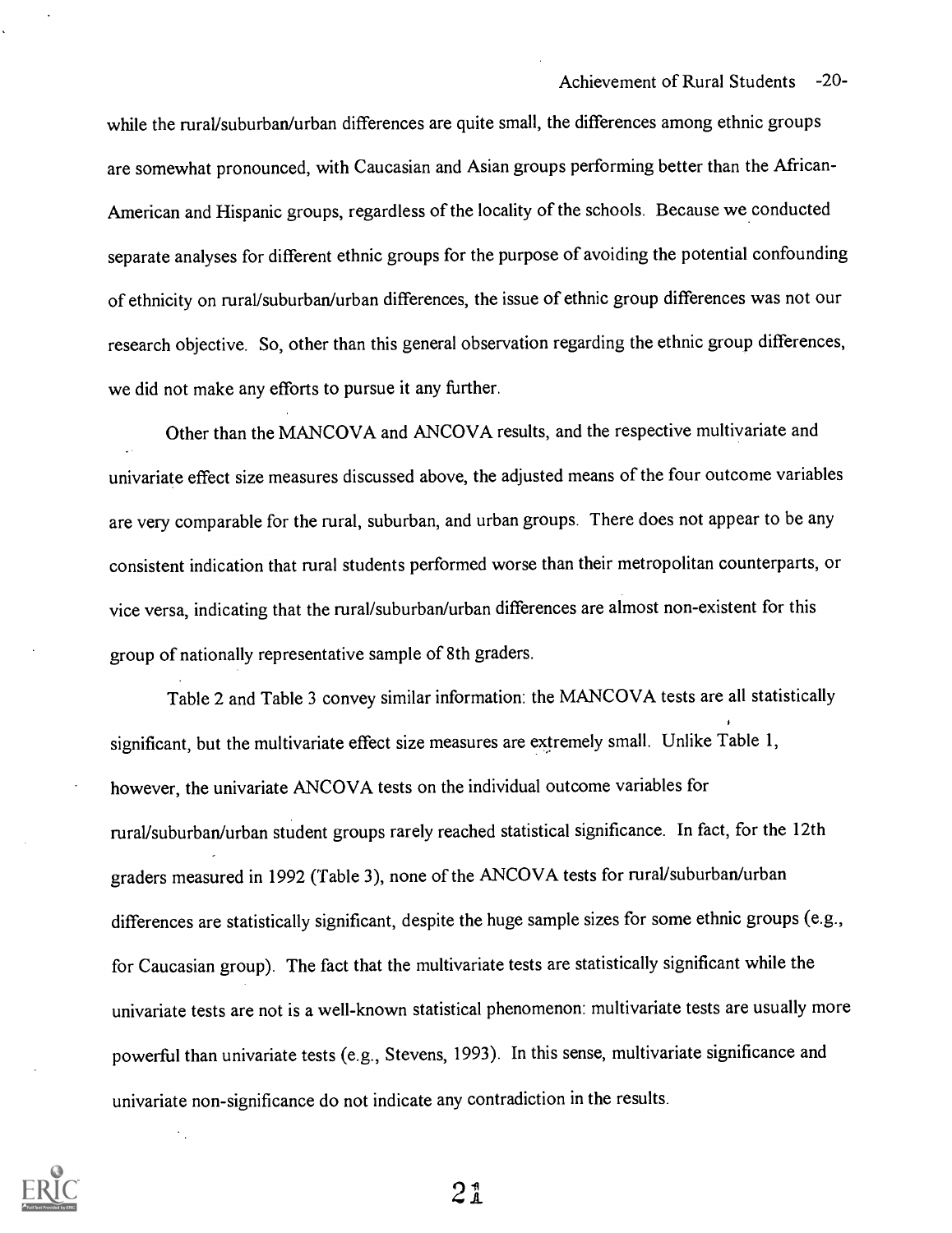while the rural/suburban/urban differences are quite small, the differences among ethnic groups are somewhat pronounced, with Caucasian and Asian groups performing better than the African-American and Hispanic groups, regardless of the locality of the schools. Because we conducted separate analyses for different ethnic groups for the purpose of avoiding the potential confounding of ethnicity on rural/suburban/urban differences, the issue of ethnic group differences was not our research objective. So, other than this general observation regarding the ethnic group differences, we did not make any efforts to pursue it any further.

Other than the MANCOVA and ANCOVA results, and the respective multivariate and univariate effect size measures discussed above, the adjusted means of the four outcome variables are very comparable for the rural, suburban, and urban groups. There does not appear to be any consistent indication that rural students performed worse than their metropolitan counterparts, or vice versa, indicating that the rural/suburban/urban differences are almost non-existent for this group of nationally representative sample of 8th graders.

Table 2 and Table 3 convey similar information: the MANCOVA tests are all statistically significant, but the multivariate effect size measures are extremely small. Unlike Table 1, however, the univariate ANCOVA tests on the individual outcome variables for rural/suburban/urban student groups rarely reached statistical significance. In fact, for the 12th graders measured in 1992 (Table 3), none of the ANCOVA tests for rural/suburban/urban differences are statistically significant, despite the huge sample sizes for some ethnic groups (e.g., for Caucasian group). The fact that the multivariate tests are statistically significant while the univariate tests are not is a well-known statistical phenomenon: multivariate tests are usually more powerful than univariate tests (e.g., Stevens, 1993). In this sense, multivariate significance and univariate non-significance do not indicate any contradiction in the results.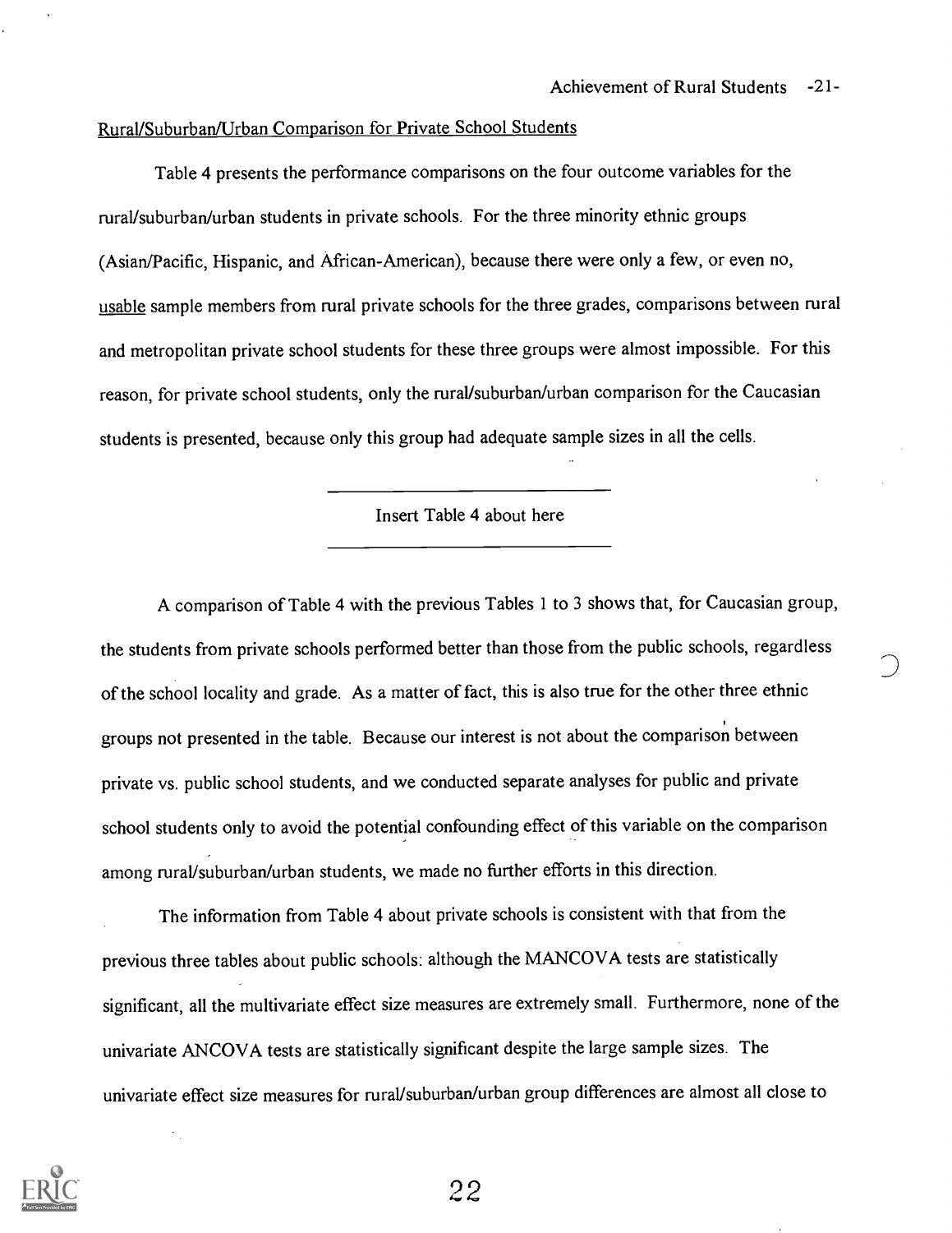Rural/Suburban/Urban Comparison for Private School Students

Table 4 presents the performance comparisons on the four outcome variables for the rural/suburban/urban students in private schools. For the three minority ethnic groups (Asian/Pacific, Hispanic, and African-American), because there were only a few, or even no, usable sample members from rural private schools for the three grades, comparisons between rural and metropolitan private school students for these three groups were almost impossible. For this reason, for private school students, only the rural/suburban/urban comparison for the Caucasian students is presented, because only this group had adequate sample sizes in all the cells.

Insert Table 4 about here

A comparison of Table 4 with the previous Tables 1 to 3 shows that, for Caucasian group, the students from private schools performed better than those from the public schools, regardless of the school locality and grade. As a matter of fact, this is also true for the other three ethnic groups not presented in the table. Because our interest is not about the comparison between private vs. public school students, and we conducted separate analyses for public and private school students only to avoid the potential confounding effect of this variable on the comparison among rural/suburban/urban students, we made no further efforts in this direction.

The information from Table 4 about private schools is consistent with that from the previous three tables about public schools: although the MANCOVA tests are statistically significant, all the multivariate effect size measures are extremely small. Furthermore, none of the univariate ANCOVA tests are statistically significant despite the large sample sizes. The univariate effect size measures for rural/suburban/urban group differences are almost all close to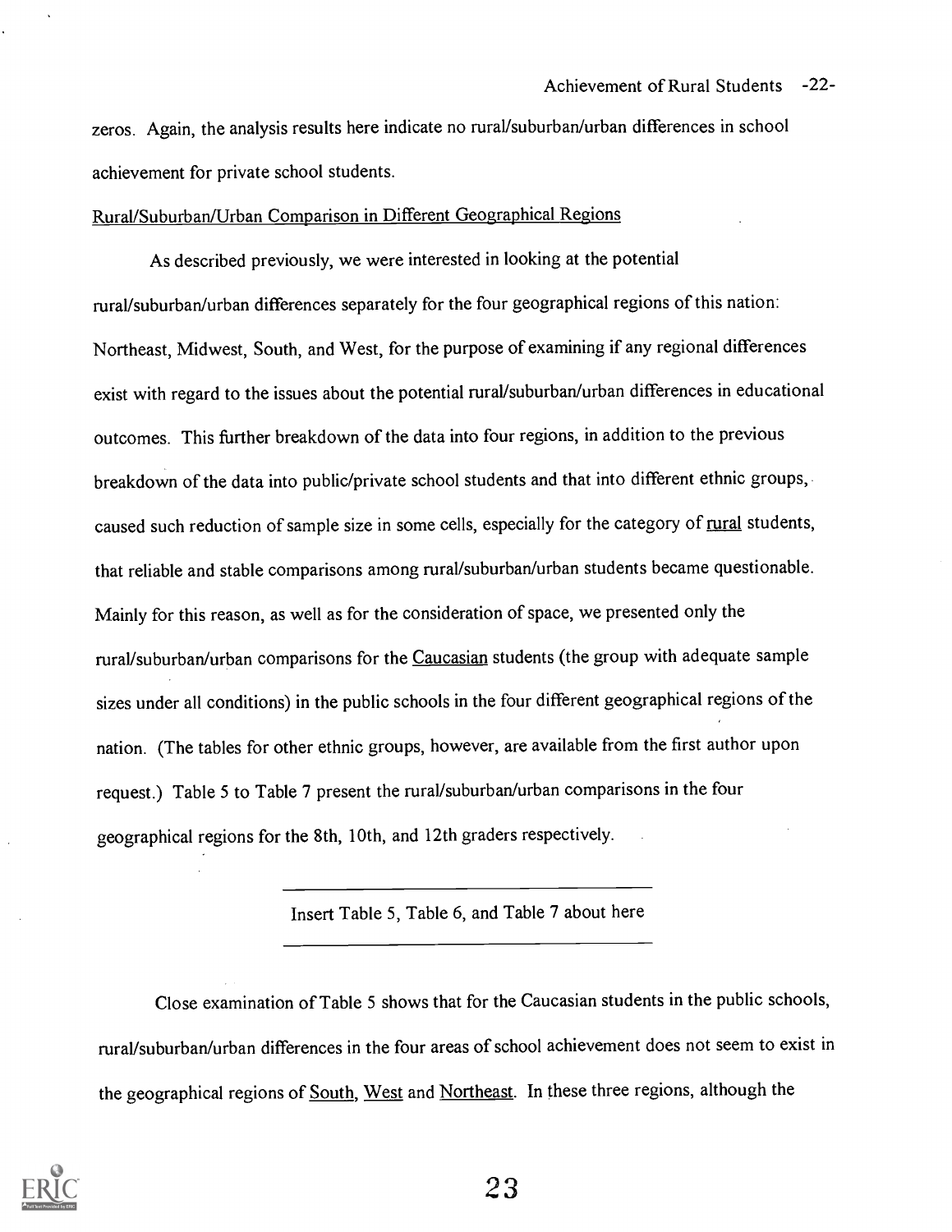zeros. Again, the analysis results here indicate no rural/suburban/urban differences in school achievement for private school students.

Rural/Suburban/Urban Comparison in Different Geographical Regions

As described previously, we were interested in looking at the potential rural/suburban/urban differences separately for the four geographical regions of this nation: Northeast, Midwest, South, and West, for the purpose of examining if any regional differences exist with regard to the issues about the potential rural/suburban/urban differences in educational outcomes. This further breakdown of the data into four regions, in addition to the previous breakdown of the data into public/private school students and that into different ethnic groups, caused such reduction of sample size in some cells, especially for the category of rural students, that reliable and stable comparisons among rural/suburban/urban students became questionable. Mainly for this reason, as well as for the consideration of space, we presented only the rural/suburban/urban comparisons for the Caucasian students (the group with adequate sample sizes under all conditions) in the public schools in the four different geographical regions of the nation. (The tables for other ethnic groups, however, are available from the first author upon request.) Table 5 to Table 7 present the rural/suburban/urban comparisons in the four geographical regions for the 8th, 10th, and 12th graders respectively.

Insert Table 5, Table 6, and Table 7 about here

Close examination of Table 5 shows that for the Caucasian students in the public schools, rural/suburban/urban differences in the four areas of school achievement does not seem to exist in the geographical regions of South, West and Northeast. In these three regions, although the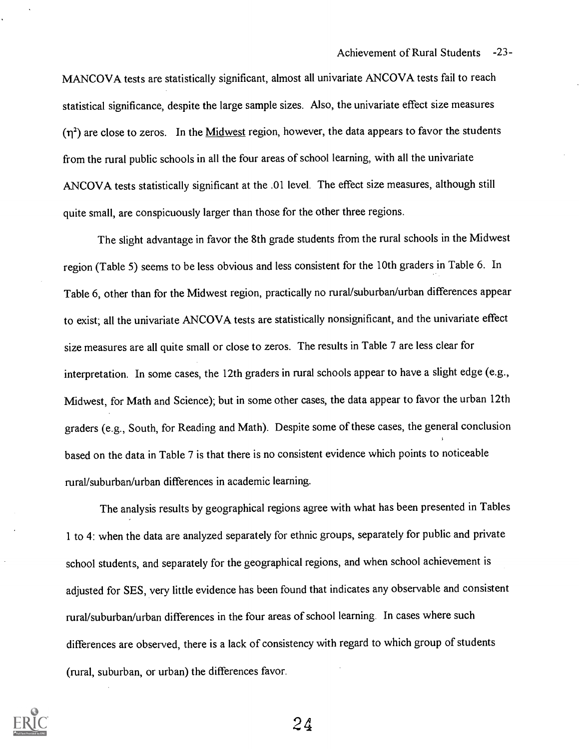MANCOVA tests are statistically significant, almost all univariate ANCOVA tests fail to reach statistical significance, despite the large sample sizes. Also, the univariate effect size measures ($\eta^2$) are close to zeros. In the Midwest region, however, the data appears to favor the students from the rural public schools in all the four areas of school learning, with all the univariate ANCOVA tests statistically significant at the .01 level. The effect size measures, although still quite small, are conspicuously larger than those for the other three regions.

The slight advantage in favor the 8th grade students from the rural schools in the Midwest region (Table 5) seems to be less obvious and less consistent for the 10th graders in Table 6. In Table 6, other than for the Midwest region, practically no rural/suburban/urban differences appear to exist; all the univariate ANCOVA tests are statistically nonsignificant, and the univariate effect size measures are all quite small or close to zeros. The results in Table 7 are less clear for interpretation. In some cases, the 12th graders in rural schools appear to have a slight edge (e.g., Midwest, for Math and Science); but in some other cases, the data appear to favor the urban 12th graders (e.g., South, for Reading and Math). Despite some of these cases, the general conclusion based on the data in Table 7 is that there is no consistent evidence which points to noticeable rural/suburban/urban differences in academic learning.

The analysis results by geographical regions agree with what has been presented in Tables 1 to 4: when the data are analyzed separately for ethnic groups, separately for public and private school students, and separately for the geographical regions, and when school achievement is adjusted for SES, very little evidence has been found that indicates any observable and consistent rural/suburban/urban differences in the four areas of school learning. In cases where such differences are observed, there is a lack of consistency with regard to which group of students (rural, suburban, or urban) the differences favor.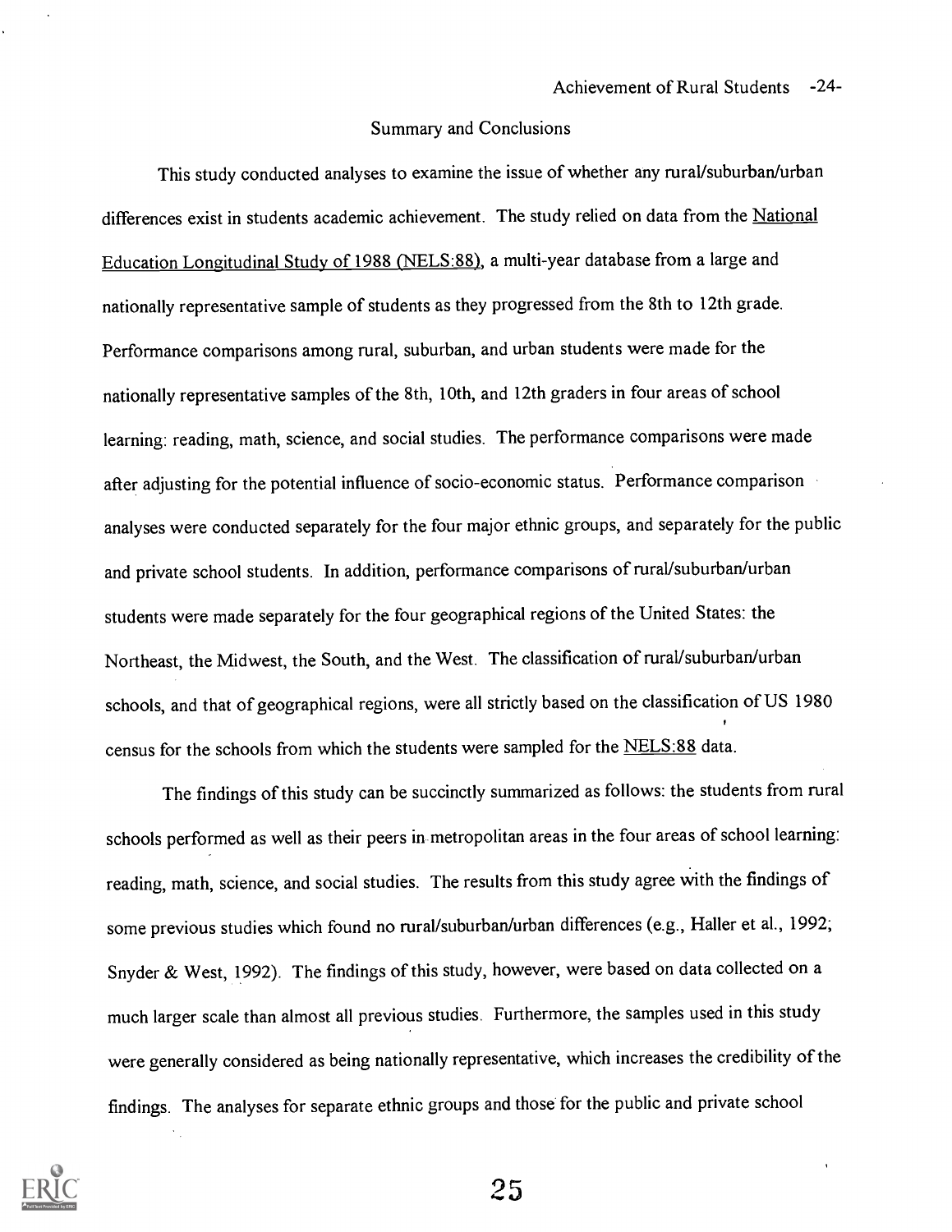## Summary and Conclusions

This study conducted analyses to examine the issue of whether any rural/suburban/urban differences exist in students academic achievement. The study relied on data from the National Education Longitudinal Study of 1988 (NELS:88), a multi-year database from a large and nationally representative sample of students as they progressed from the 8th to 12th grade. Performance comparisons among rural, suburban, and urban students were made for the nationally representative samples of the 8th, 10th, and 12th graders in four areas of school learning: reading, math, science, and social studies. The performance comparisons were made after adjusting for the potential influence of socio-economic status. Performance comparison analyses were conducted separately for the four major ethnic groups, and separately for the public and private school students. In addition, performance comparisons of rural/suburban/urban students were made separately for the four geographical regions of the United States: the Northeast, the Midwest, the South, and the West. The classification of rural/suburban/urban schools, and that of geographical regions, were all strictly based on the classification of US 1980 census for the schools from which the students were sampled for the NELS:88 data.

The findings of this study can be succinctly summarized as follows: the students from rural schools performed as well as their peers in metropolitan areas in the four areas of school learning: reading, math, science, and social studies. The results from this study agree with the findings of some previous studies which found no rural/suburban/urban differences (e.g., Haller et al., 1992; Snyder & West, 1992). The findings of this study, however, were based on data collected on a much larger scale than almost all previous studies. Furthermore, the samples used in this study were generally considered as being nationally representative, which increases the credibility of the findings. The analyses for separate ethnic groups and those for the public and private school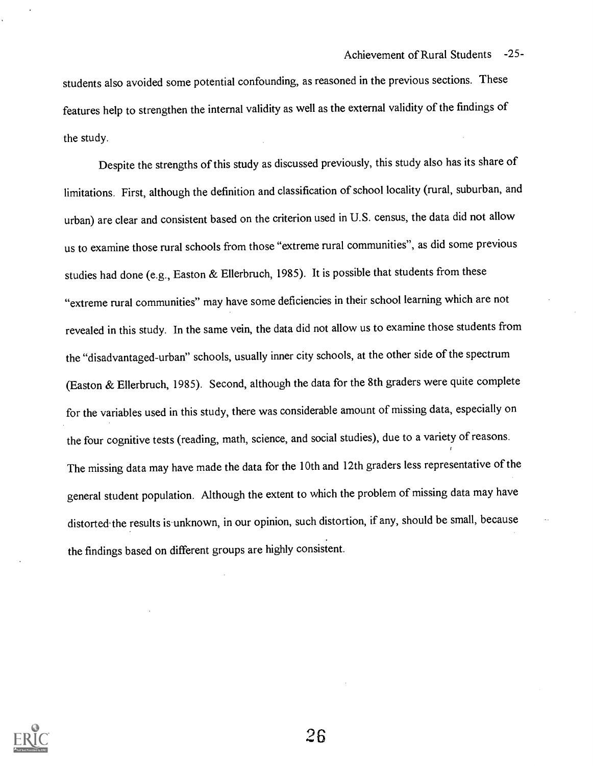students also avoided some potential confounding, as reasoned in the previous sections. These features help to strengthen the internal validity as well as the external validity of the findings of the study.

Despite the strengths of this study as discussed previously, this study also has its share of limitations. First, although the definition and classification of school locality (rural, suburban, and urban) are clear and consistent based on the criterion used in U.S. census, the data did not allow us to examine those rural schools from those "extreme rural communities", as did some previous studies had done (e.g., Easton & Ellerbruch, 1985). It is possible that students from these "extreme rural communities" may have some deficiencies in their school learning which are not revealed in this study. In the same vein, the data did not allow us to examine those students from the "disadvantaged-urban" schools, usually inner city schools, at the other side of the spectrum (Easton & Ellerbruch, 1985). Second, although the data for the 8th graders were quite complete for the variables used in this study, there was considerable amount of missing data, especially on the four cognitive tests (reading, math, science, and social studies), due to a variety of reasons. The missing data may have made the data for the 10th and 12th graders less representative of the general student population. Although the extent to which the problem of missing data may have distorted the results is unknown, in our opinion, such distortion, if any, should be small, because the findings based on different groups are highly consistent.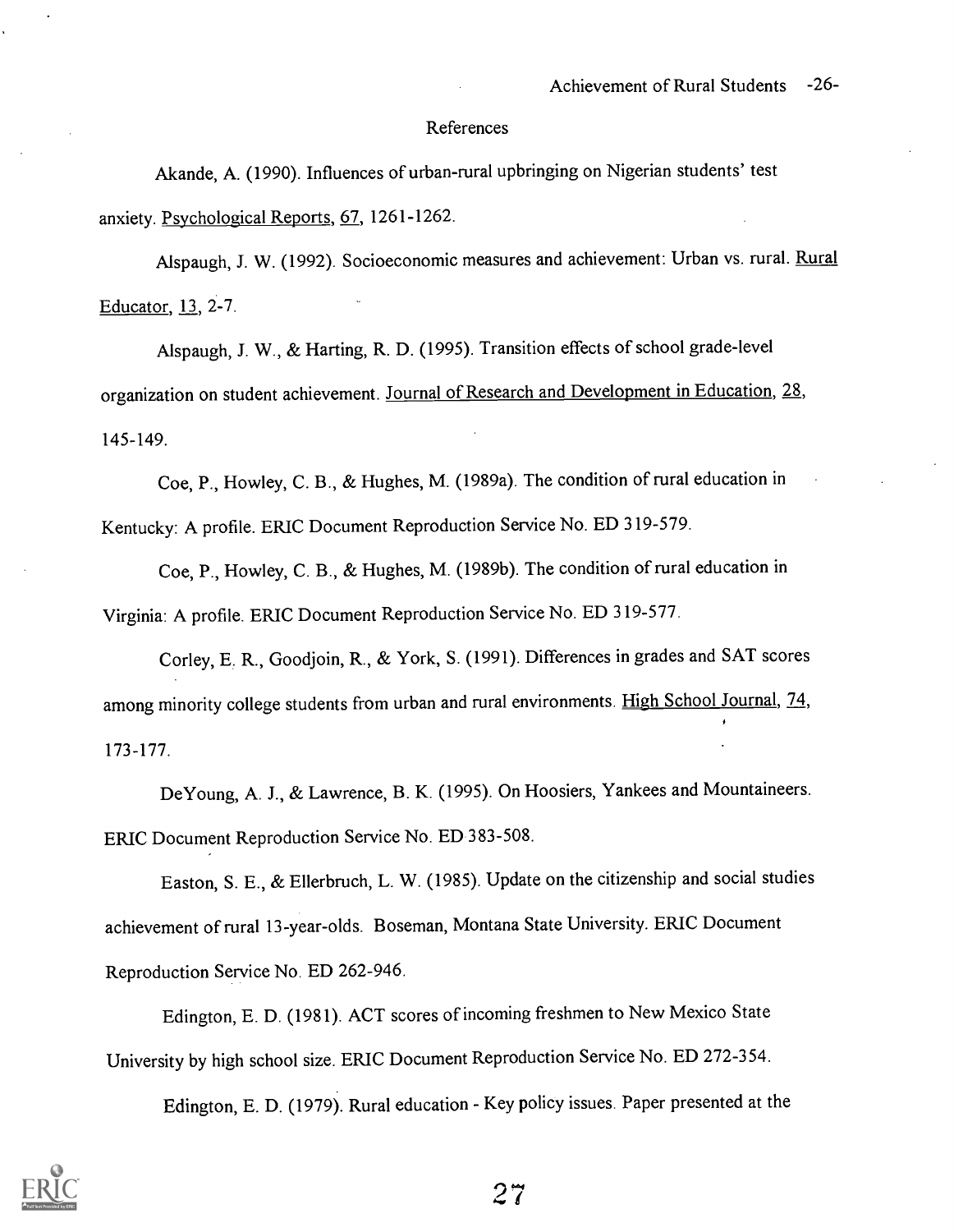## References

Akande, A. (1990). Influences of urban-rural upbringing on Nigerian students' test anxiety. Psychological Reports, 67, 1261-1262.

Alspaugh, J. W. (1992). Socioeconomic measures and achievement: Urban vs. rural. Rural Educator, 13, 2-7.

Alspaugh, J. W., & Harting, R. D. (1995). Transition effects of school grade-level organization on student achievement. Journal of Research and Development in Education, 28, 145-149.

Coe, P., Howley, C. B., & Hughes, M. (1989a). The condition of rural education in Kentucky: A profile. ERIC Document Reproduction Service No. ED 319-579.

Coe, P., Howley, C. B., & Hughes, M. (1989b). The condition of rural education in Virginia: A profile. ERIC Document Reproduction Service No. ED 319-577.

Corley, E. R., Goodjoin, R., & York, S. (1991). Differences in grades and SAT scores among minority college students from urban and rural environments. High School Journal, 74, 173-177.

DeYoung, A. J., & Lawrence, B. K. (1995). On Hoosiers, Yankees and Mountaineers. ERIC Document Reproduction Service No. ED 383-508.

Easton, S. E., & Ellerbruch, L. W. (1985). Update on the citizenship and social studies achievement of rural 13-year-olds. Boseman, Montana State University. ERIC Document Reproduction Service No. ED 262-946.

Edington, E. D. (1981). ACT scores of incoming freshmen to New Mexico State University by high school size. ERIC Document Reproduction Service No. ED 272-354.

Edington, E. D. (1979). Rural education - Key policy issues. Paper presented at the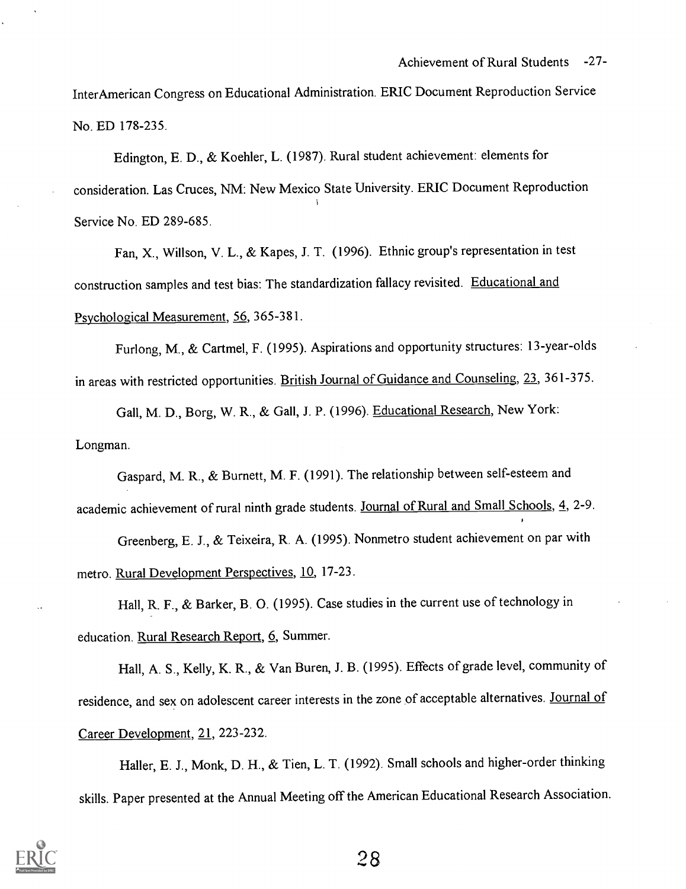InterAmerican Congress on Educational Administration. ERIC Document Reproduction Service No. ED 178-235.

Edington, E. D., & Koehler, L. (1987). Rural student achievement: elements for consideration. Las Cruces, NM: New Mexico State University. ERIC Document Reproduction Service No. ED 289-685.

Fan, X., Willson, V. L., & Kapes, J. T. (1996). Ethnic group's representation in test construction samples and test bias: The standardization fallacy revisited. Educational and Psychological Measurement, 56, 365-381.

Furlong, M., & Cartmel, F. (1995). Aspirations and opportunity structures: 13-year-olds in areas with restricted opportunities. British Journal of Guidance and Counseling, 23, 361-375.

Gall, M. D., Borg, W. R., & Gall, J. P. (1996). Educational Research, New York: Longman.

Gaspard, M. R., & Burnett, M. F. (1991). The relationship between self-esteem and academic achievement of rural ninth grade students. Journal of Rural and Small Schools, 4, 2-9.

Greenberg, E. J., & Teixeira, R. A. (1995). Nonmetro student achievement on par with metro. Rural Development Perspectives, 10, 17-23.

Hall, R. F., & Barker, B. O. (1995). Case studies in the current use of technology in education. Rural Research Report, 6, Summer.

Hall, A. S., Kelly, K. R., & Van Buren, J. B. (1995). Effects of grade level, community of residence, and sex on adolescent career interests in the zone of acceptable alternatives. Journal of Career Development, 21, 223-232.

Haller, E. J., Monk, D. H., & Tien, L. T. (1992). Small schools and higher-order thinking skills. Paper presented at the Annual Meeting off the American Educational Research Association.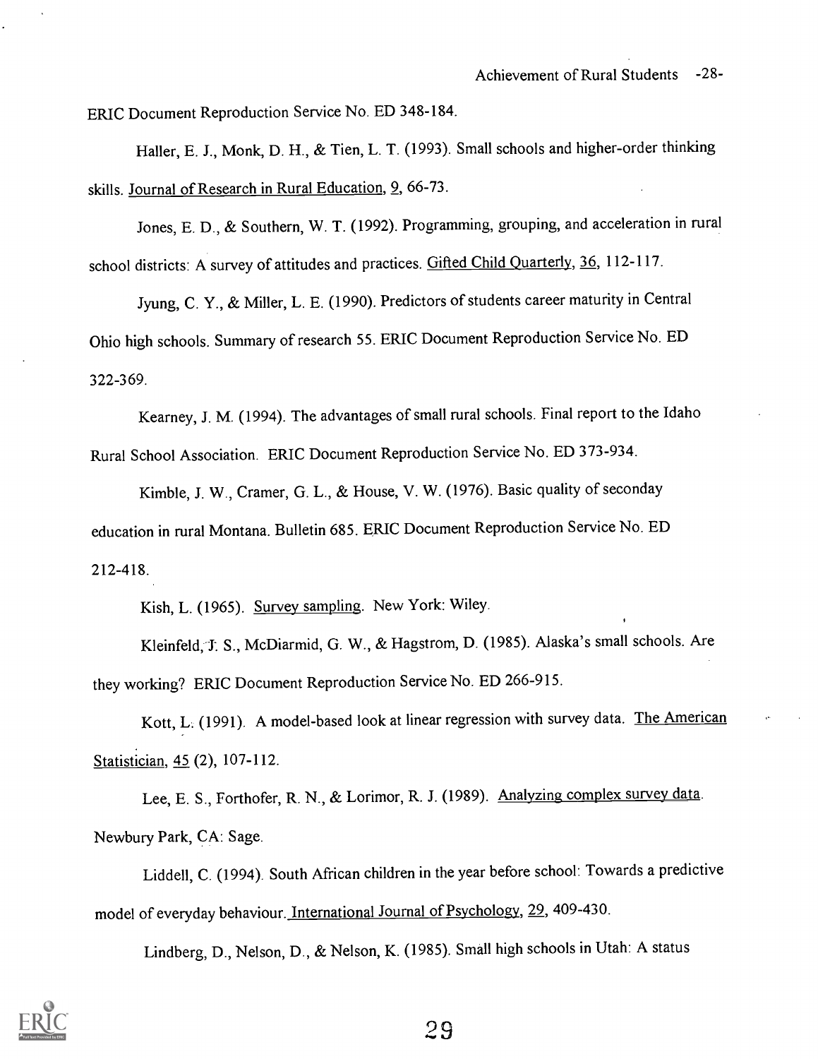ERIC Document Reproduction Service No. ED 348-184.

Haller, E. J., Monk, D. H., & Tien, L. T. (1993). Small schools and higher-order thinking skills. Journal of Research in Rural Education, 9, 66-73.

Jones, E. D., & Southern, W. T. (1992). Programming, grouping, and acceleration in rural school districts: A survey of attitudes and practices. Gifted Child Quarterly, 36, 112-117.

Jyung, C. Y., & Miller, L. E. (1990). Predictors of students career maturity in Central Ohio high schools. Summary of research 55. ERIC Document Reproduction Service No. ED 322-369.

Kearney, J. M. (1994). The advantages of small rural schools. Final report to the Idaho Rural School Association. ERIC Document Reproduction Service No. ED 373-934.

Kimble, J. W., Cramer, G. L., & House, V. W. (1976). Basic quality of seconday education in rural Montana. Bulletin 685. ERIC Document Reproduction Service No. ED 212-418.

Kish, L. (1965). Survey sampling. New York: Wiley.

Kleinfeld, J. S., McDiarmid, G. W., & Hagstrom, D. (1985). Alaska's small schools. Are they working? ERIC Document Reproduction Service No. ED 266-915.

Kott, L. (1991). A model-based look at linear regression with survey data. The American Statistician, 45 (2), 107-112.

Lee, E. S., Forthofer, R. N., & Lorimor, R. J. (1989). Analyzing complex survey data. Newbury Park, CA: Sage.

Liddell, C. (1994). South African children in the year before school: Towards a predictive model of everyday behaviour. International Journal of Psychology, 29, 409-430.

Lindberg, D., Nelson, D., & Nelson, K. (1985). Small high schools in Utah: A status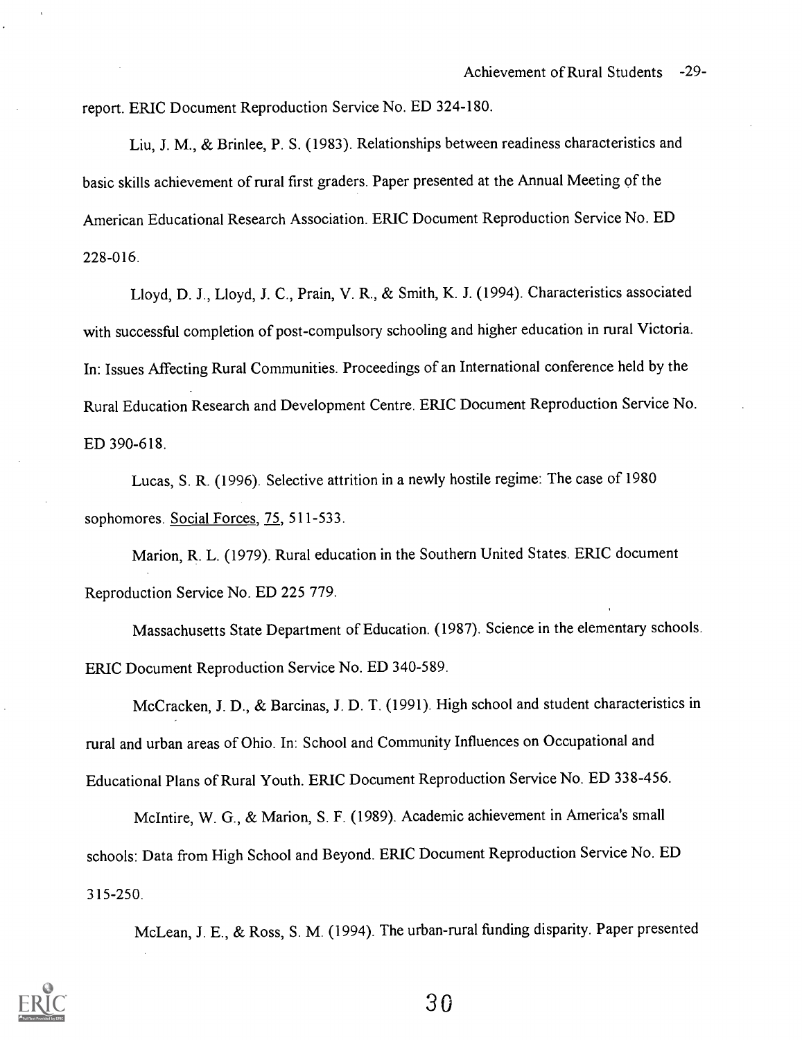report. ERIC Document Reproduction Service No. ED 324-180.

Liu, J. M., & Brinlee, P. S. (1983). Relationships between readiness characteristics and basic skills achievement of rural first graders. Paper presented at the Annual Meeting of the American Educational Research Association. ERIC Document Reproduction Service No. ED 228-016.

Lloyd, D. J., Lloyd, J. C., Prain, V. R., & Smith, K. J. (1994). Characteristics associated with successful completion of post-compulsory schooling and higher education in rural Victoria. In: Issues Affecting Rural Communities. Proceedings of an International conference held by the Rural Education Research and Development Centre. ERIC Document Reproduction Service No. ED 390-618.

Lucas, S. R. (1996). Selective attrition in a newly hostile regime: The case of 1980 sophomores. Social Forces, 75, 511-533.

Marion, R. L. (1979). Rural education in the Southern United States. ERIC document Reproduction Service No. ED 225 779.

Massachusetts State Department of Education. (1987). Science in the elementary schools. ERIC Document Reproduction Service No. ED 340-589.

McCracken, J. D., & Barcinas, J. D. T. (1991). High school and student characteristics in rural and urban areas of Ohio. In: School and Community Influences on Occupational and Educational Plans of Rural Youth. ERIC Document Reproduction Service No. ED 338-456.

McIntire, W. G., & Marion, S. F. (1989). Academic achievement in America's small schools: Data from High School and Beyond. ERIC Document Reproduction Service No. ED 315-250.

McLean, J. E., & Ross, S. M. (1994). The urban-rural funding disparity. Paper presented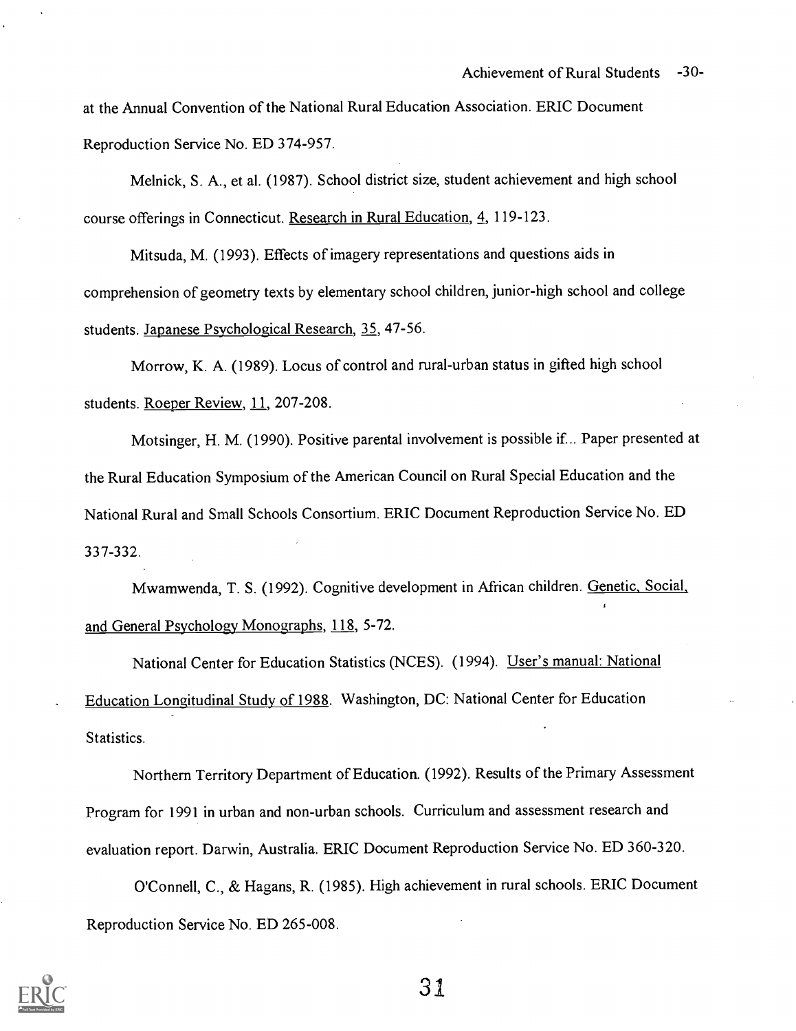at the Annual Convention of the National Rural Education Association. ERIC Document Reproduction Service No. ED 374-957.

Melnick, S. A., et al. (1987). School district size, student achievement and high school course offerings in Connecticut. Research in Rural Education, 4, 119-123.

Mitsuda, M. (1993). Effects of imagery representations and questions aids in comprehension of geometry texts by elementary school children, junior-high school and college students. Japanese Psychological Research, 35, 47-56.

Morrow, K. A. (1989). Locus of control and rural-urban status in gifted high school students. Roeper Review, 11, 207-208.

Motsinger, H. M. (1990). Positive parental involvement is possible if... Paper presented at the Rural Education Symposium of the American Council on Rural Special Education and the National Rural and Small Schools Consortium. ERIC Document Reproduction Service No. ED 337-332.

Mwamwenda, T. S. (1992). Cognitive development in African children. Genetic, Social, and General Psychology Monographs, 118, 5-72.

National Center for Education Statistics (NCES). (1994). User's manual: National Education Longitudinal Study of 1988. Washington, DC: National Center for Education Statistics.

Northern Territory Department of Education. (1992). Results of the Primary Assessment Program for 1991 in urban and non-urban schools. Curriculum and assessment research and evaluation report. Darwin, Australia. ERIC Document Reproduction Service No. ED 360-320.

O'Connell, C., & Hagans, R. (1985). High achievement in rural schools. ERIC Document Reproduction Service No. ED 265-008.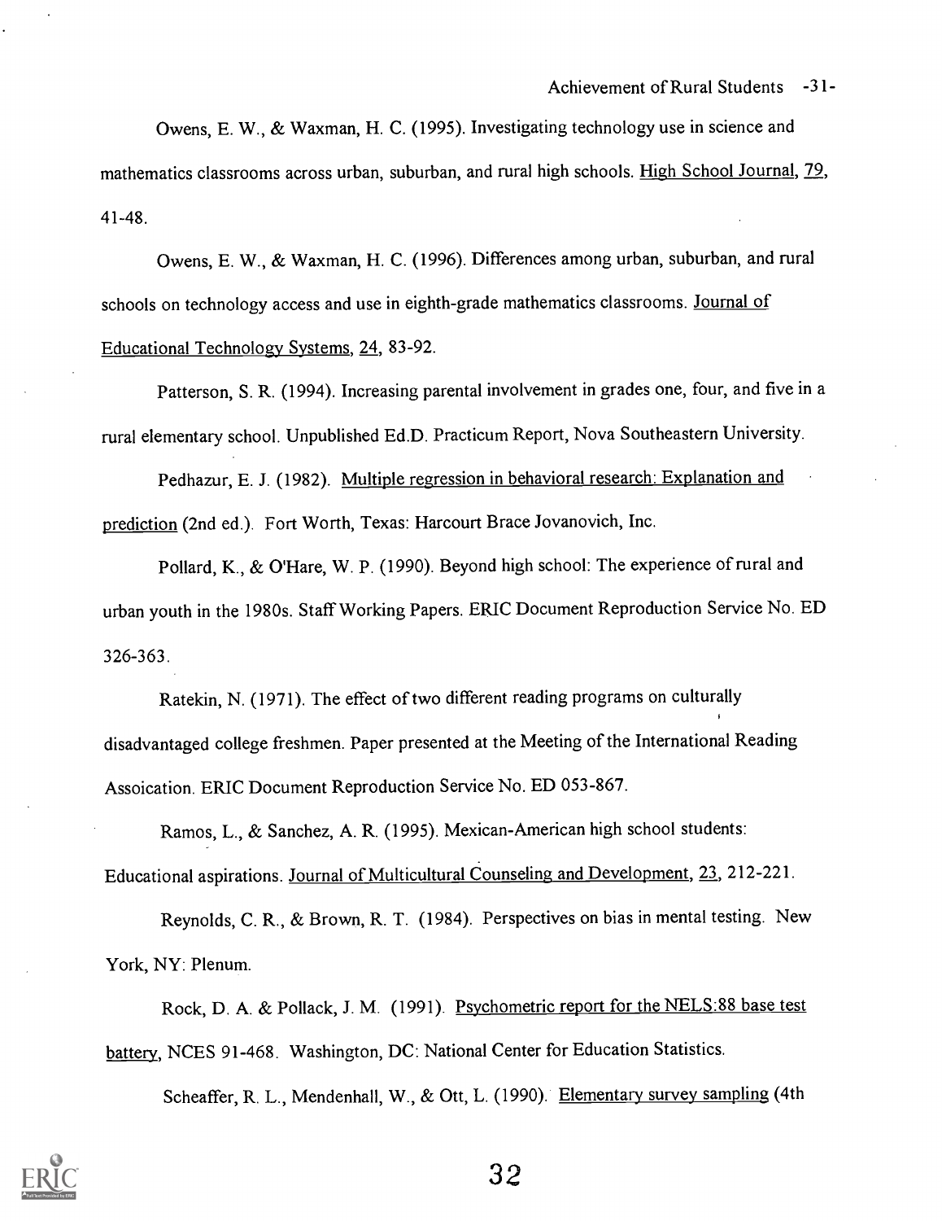Owens, E. W., & Waxman, H. C. (1995). Investigating technology use in science and mathematics classrooms across urban, suburban, and rural high schools. High School Journal, 79, 41-48.

Owens, E. W., & Waxman, H. C. (1996). Differences among urban, suburban, and rural schools on technology access and use in eighth-grade mathematics classrooms. Journal of Educational Technology Systems, 24, 83-92.

Patterson, S. R. (1994). Increasing parental involvement in grades one, four, and five in a rural elementary school. Unpublished Ed.D. Practicum Report, Nova Southeastern University.

Pedhazur, E. J. (1982). Multiple regression in behavioral research: Explanation and prediction (2nd ed.). Fort Worth, Texas: Harcourt Brace Jovanovich, Inc.

Pollard, K., & O'Hare, W. P. (1990). Beyond high school: The experience of rural and urban youth in the 1980s. Staff Working Papers. ERIC Document Reproduction Service No. ED 326-363.

Ratekin, N. (1971). The effect of two different reading programs on culturally disadvantaged college freshmen. Paper presented at the Meeting of the International Reading Assoication. ERIC Document Reproduction Service No. ED 053-867.

Ramos, L., & Sanchez, A. R. (1995). Mexican-American high school students: Educational aspirations. Journal of Multicultural Counseling and Development, 23, 212-221.

Reynolds, C. R., & Brown, R. T. (1984). Perspectives on bias in mental testing. New York, NY: Plenum.

Rock, D. A. & Pollack, J. M. (1991). Psychometric report for the NELS:88 base test battery, NCES 91-468. Washington, DC: National Center for Education Statistics.

Scheaffer, R. L., Mendenhall, W., & Ott, L. (1990). Elementary survey sampling (4th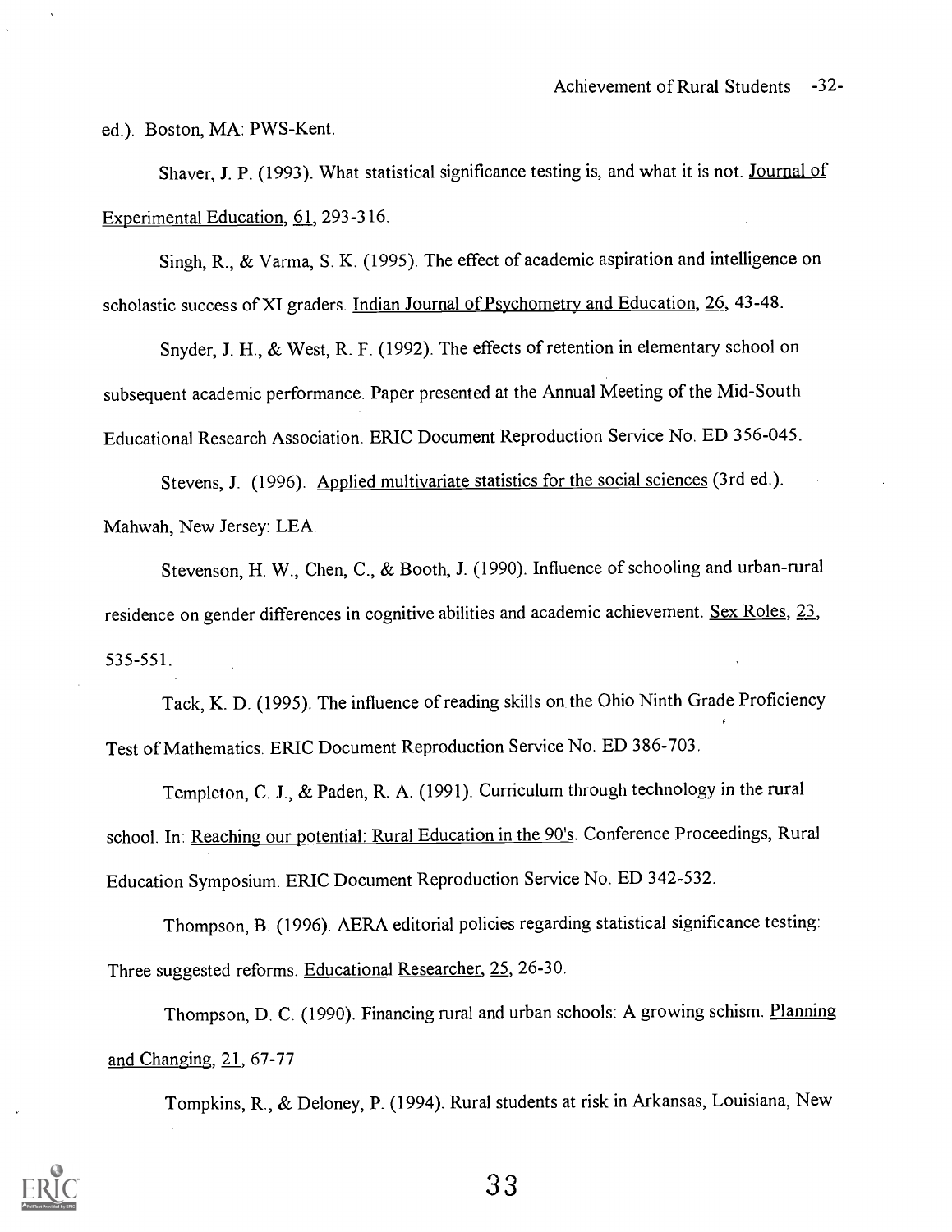ed.). Boston, MA: PWS-Kent.

Shaver, J. P. (1993). What statistical significance testing is, and what it is not. Journal of Experimental Education, 61, 293-316.

Singh, R., & Varma, S. K. (1995). The effect of academic aspiration and intelligence on scholastic success of XI graders. Indian Journal of Psychometry and Education, 26, 43-48.

Snyder, J. H., & West, R. F. (1992). The effects of retention in elementary school on subsequent academic performance. Paper presented at the Annual Meeting of the Mid-South Educational Research Association. ERIC Document Reproduction Service No. ED 356-045.

Stevens, J. (1996). Applied multivariate statistics for the social sciences (3rd ed.). Mahwah, New Jersey: LEA.

Stevenson, H. W., Chen, C., & Booth, J. (1990). Influence of schooling and urban-rural residence on gender differences in cognitive abilities and academic achievement. Sex Roles, 23, 535-551.

Tack, K. D. (1995). The influence of reading skills on the Ohio Ninth Grade Proficiency Test of Mathematics. ERIC Document Reproduction Service No. ED 386-703.

Templeton, C. J., & Paden, R. A. (1991). Curriculum through technology in the rural school. In: Reaching our potential: Rural Education in the 90's. Conference Proceedings, Rural Education Symposium. ERIC Document Reproduction Service No. ED 342-532.

Thompson, B. (1996). AERA editorial policies regarding statistical significance testing: Three suggested reforms. Educational Researcher, 25, 26-30.

Thompson, D. C. (1990). Financing rural and urban schools: A growing schism. Planning and Changing, 21, 67-77.

Tompkins, R., & Deloney, P. (1994). Rural students at risk in Arkansas, Louisiana, New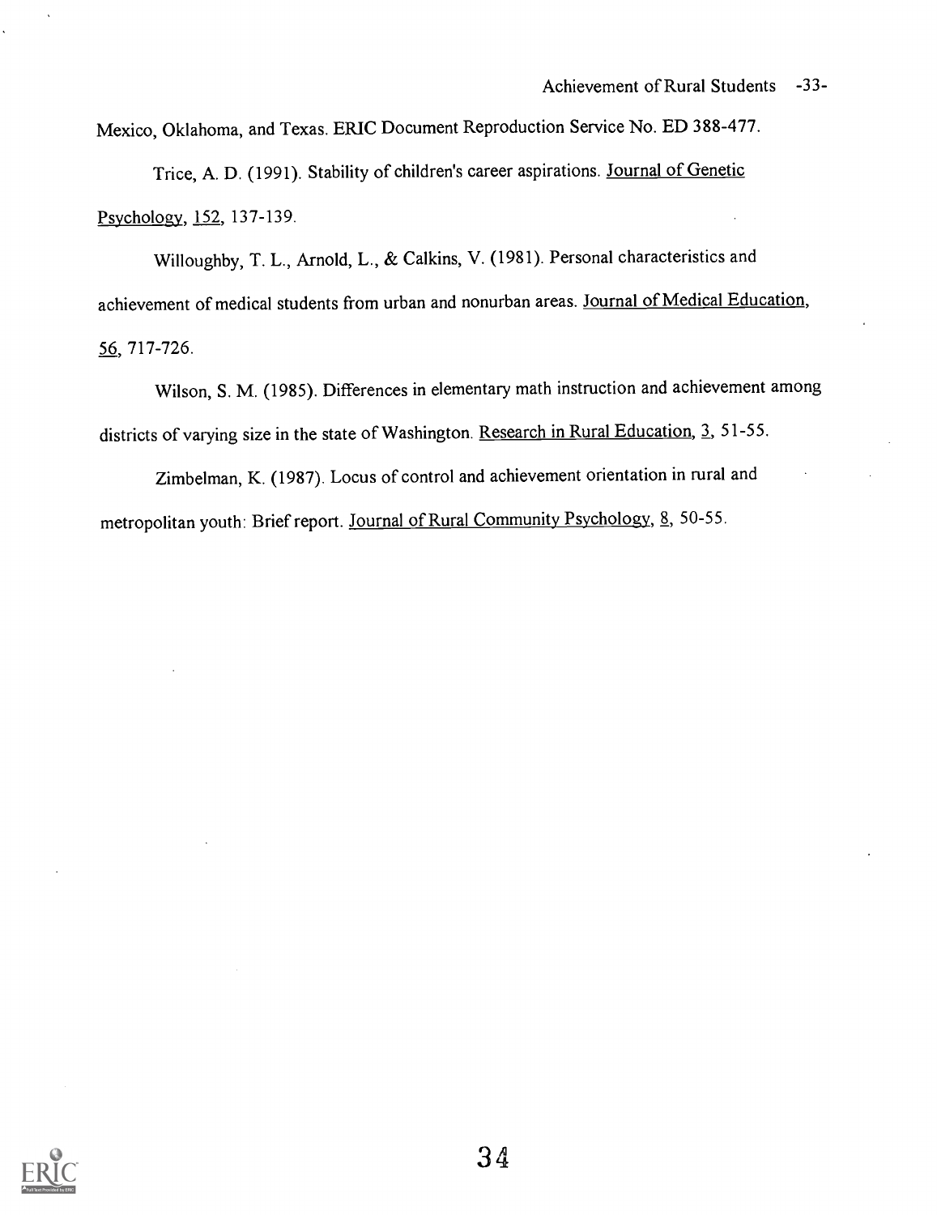Mexico, Oklahoma, and Texas. ERIC Document Reproduction Service No. ED 388-477.

Trice, A. D. (1991). Stability of children's career aspirations. Journal of Genetic Psychology, 152, 137-139.

Willoughby, T. L., Arnold, L., & Calkins, V. (1981). Personal characteristics and achievement of medical students from urban and nonurban areas. Journal of Medical Education, 56, 717-726.

Wilson, S. M. (1985). Differences in elementary math instruction and achievement among districts of varying size in the state of Washington. Research in Rural Education, 3, 51-55.

Zimbelman, K. (1987). Locus of control and achievement orientation in rural and metropolitan youth: Brief report. Journal of Rural Community Psychology, 8, 50-55.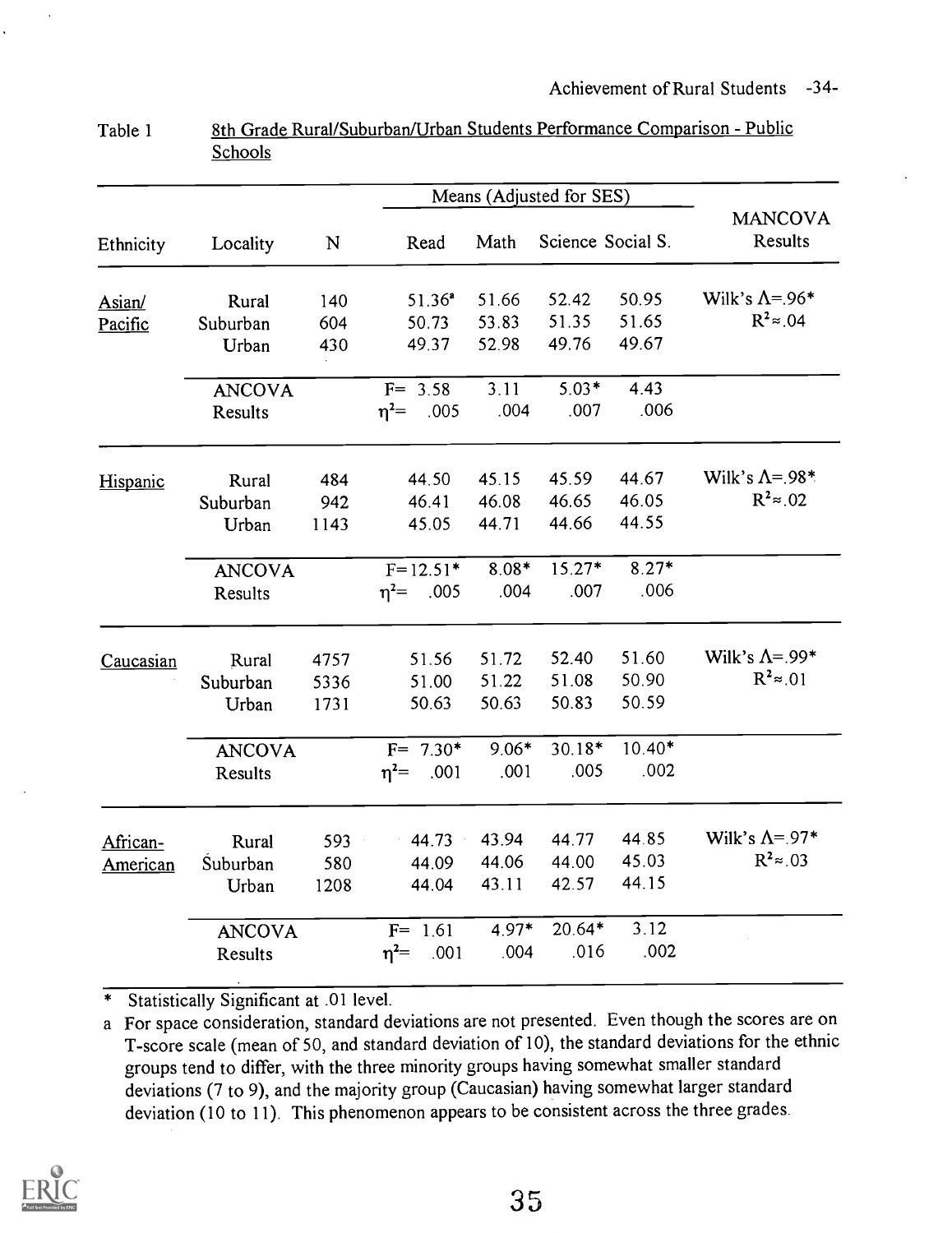Table 1 8th Grade Rural/Suburban/Urban Students Performance Comparison - Public Schools

| Ethnicity | Locality | N | Means (Adjusted for SES) Read | Math | Science | Social S. | MANCOVA Results |
|---|---|---|---|---|---|---|---|
| Asian/ Pacific | Rural | 140 | 51.36[a] | 51.66 | 52.42 | 50.95 | Wilk's $\Lambda$=.96* |
| | Suburban | 604 | 50.73 | 53.83 | 51.35 | 51.65 | $R^2 \approx .04$ |
| | Urban | 430 | 49.37 | 52.98 | 49.76 | 49.67 | |
| | ANCOVA Results | | F= 3.58 | 3.11 | 5.03* | 4.43 | |
| | | | $\eta^2$= .005 | .004 | .007 | .006 | |
| Hispanic | Rural | 484 | 44.50 | 45.15 | 45.59 | 44.67 | Wilk's $\Lambda$=.98* |
| | Suburban | 942 | 46.41 | 46.08 | 46.65 | 46.05 | $R^2 \approx .02$ |
| | Urban | 1143 | 45.05 | 44.71 | 44.66 | 44.55 | |
| | ANCOVA Results | | F=12.51* | 8.08* | 15.27* | 8.27* | |
| | | | $\eta^2$= .005 | .004 | .007 | .006 | |
| Caucasian | Rural | 4757 | 51.56 | 51.72 | 52.40 | 51.60 | Wilk's $\Lambda$=.99* |
| | Suburban | 5336 | 51.00 | 51.22 | 51.08 | 50.90 | $R^2 \approx .01$ |
| | Urban | 1731 | 50.63 | 50.63 | 50.83 | 50.59 | |
| | ANCOVA Results | | F= 7.30* | 9.06* | 30.18* | 10.40* | |
| | | | $\eta^2$= .001 | .001 | .005 | .002 | |
| African-American | Rural | 593 | 44.73 | 43.94 | 44.77 | 44.85 | Wilk's $\Lambda$=.97* |
| | Suburban | 580 | 44.09 | 44.06 | 44.00 | 45.03 | $R^2 \approx .03$ |
| | Urban | 1208 | 44.04 | 43.11 | 42.57 | 44.15 | |
| | ANCOVA Results | | F= 1.61 | 4.97* | 20.64* | 3.12 | |
| | | | $\eta^2$= .001 | .004 | .016 | .002 | |

\* Statistically Significant at .01 level.

a For space consideration, standard deviations are not presented. Even though the scores are on T-score scale (mean of 50, and standard deviation of 10), the standard deviations for the ethnic groups tend to differ, with the three minority groups having somewhat smaller standard deviations (7 to 9), and the majority group (Caucasian) having somewhat larger standard deviation (10 to 11). This phenomenon appears to be consistent across the three grades.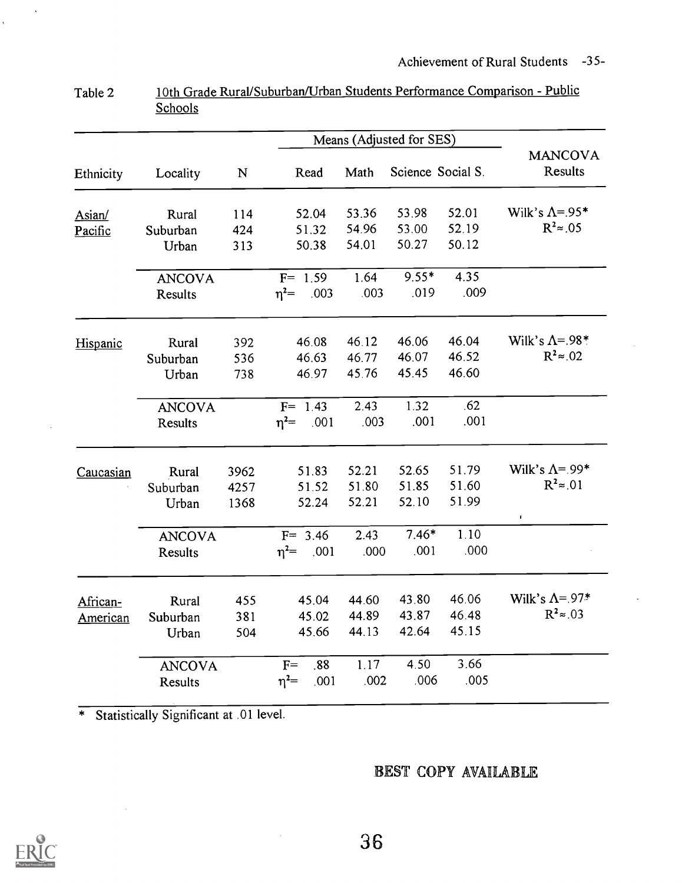Table 2 10th Grade Rural/Suburban/Urban Students Performance Comparison - Public Schools

| Ethnicity | Locality | N | Means (Adjusted for SES) Read | Math | Science | Social S. | MANCOVA Results |
|---|---|---|---|---|---|---|---|
| Asian/ Pacific | Rural | 114 | 52.04 | 53.36 | 53.98 | 52.01 | Wilk's $\Lambda$=.95* |
| | Suburban | 424 | 51.32 | 54.96 | 53.00 | 52.19 | $R^2 \approx .05$ |
| | Urban | 313 | 50.38 | 54.01 | 50.27 | 50.12 | |
| | ANCOVA Results | | F= 1.59 | 1.64 | 9.55* | 4.35 | |
| | | | $\eta^2$= .003 | .003 | .019 | .009 | |
| Hispanic | Rural | 392 | 46.08 | 46.12 | 46.06 | 46.04 | Wilk's $\Lambda$=.98* |
| | Suburban | 536 | 46.63 | 46.77 | 46.07 | 46.52 | $R^2 \approx .02$ |
| | Urban | 738 | 46.97 | 45.76 | 45.45 | 46.60 | |
| | ANCOVA Results | | F= 1.43 | 2.43 | 1.32 | .62 | |
| | | | $\eta^2$= .001 | .003 | .001 | .001 | |
| Caucasian | Rural | 3962 | 51.83 | 52.21 | 52.65 | 51.79 | Wilk's $\Lambda$=.99* |
| | Suburban | 4257 | 51.52 | 51.80 | 51.85 | 51.60 | $R^2 \approx .01$ |
| | Urban | 1368 | 52.24 | 52.21 | 52.10 | 51.99 | |
| | ANCOVA Results | | F= 3.46 | 2.43 | 7.46* | 1.10 | |
| | | | $\eta^2$= .001 | .000 | .001 | .000 | |
| African-American | Rural | 455 | 45.04 | 44.60 | 43.80 | 46.06 | Wilk's $\Lambda$=.97* |
| | Suburban | 381 | 45.02 | 44.89 | 43.87 | 46.48 | $R^2 \approx .03$ |
| | Urban | 504 | 45.66 | 44.13 | 42.64 | 45.15 | |
| | ANCOVA Results | | F= .88 | 1.17 | 4.50 | 3.66 | |
| | | | $\eta^2$= .001 | .002 | .006 | .005 | |

* Statistically Significant at .01 level.

BEST COPY AVAILABLE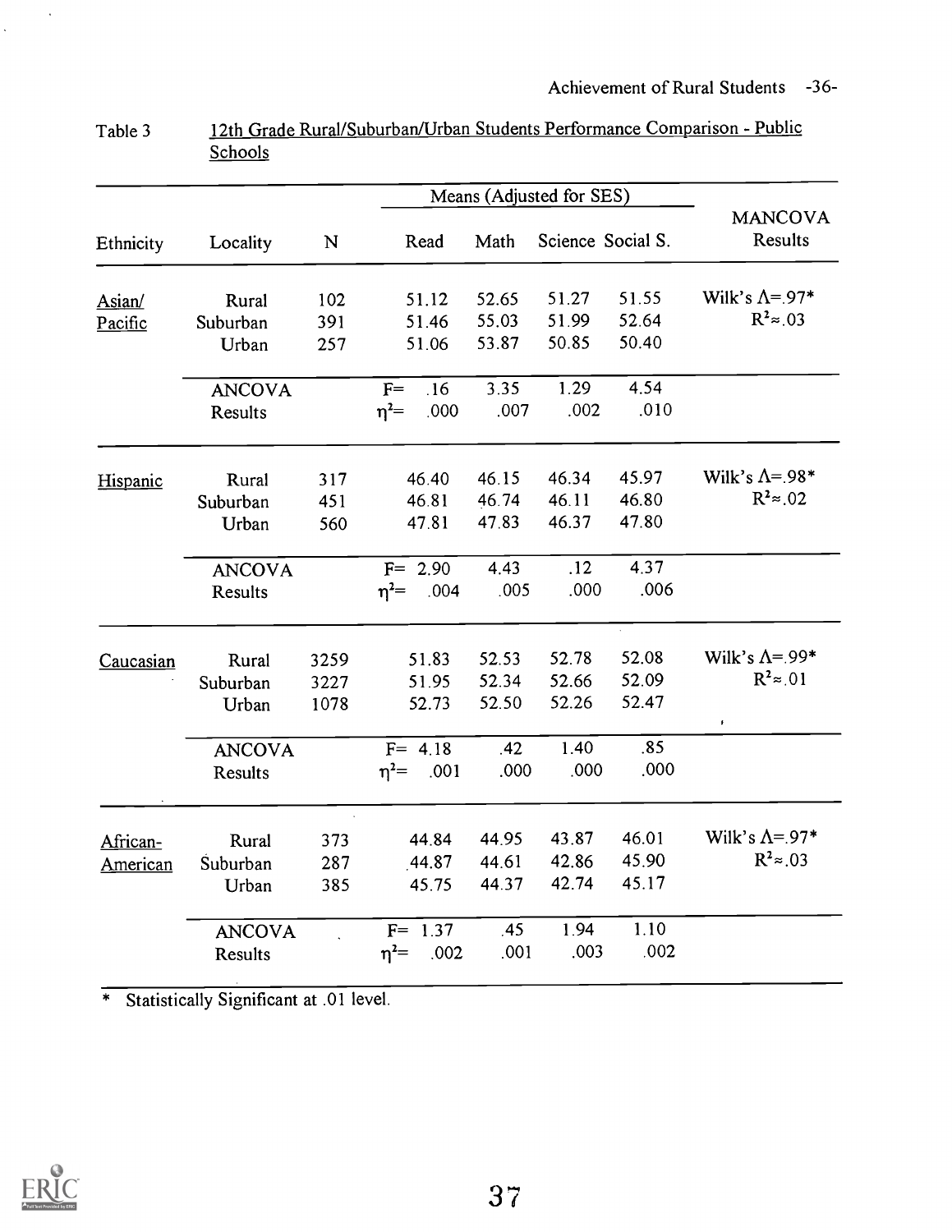Table 3 12th Grade Rural/Suburban/Urban Students Performance Comparison - Public Schools

| Ethnicity | Locality | N | Means (Adjusted for SES) Read | Math | Science | Social S. | MANCOVA Results |
|---|---|---|---|---|---|---|---|
| Asian/ Pacific | Rural | 102 | 51.12 | 52.65 | 51.27 | 51.55 | Wilk's $\Lambda$=.97* |
| | Suburban | 391 | 51.46 | 55.03 | 51.99 | 52.64 | $R^2 \approx .03$ |
| | Urban | 257 | 51.06 | 53.87 | 50.85 | 50.40 | |
| | ANCOVA Results | | F= .16 | 3.35 | 1.29 | 4.54 | |
| | | | $\eta^2$= .000 | .007 | .002 | .010 | |
| Hispanic | Rural | 317 | 46.40 | 46.15 | 46.34 | 45.97 | Wilk's $\Lambda$=.98* |
| | Suburban | 451 | 46.81 | 46.74 | 46.11 | 46.80 | $R^2 \approx .02$ |
| | Urban | 560 | 47.81 | 47.83 | 46.37 | 47.80 | |
| | ANCOVA Results | | F= 2.90 | 4.43 | .12 | 4.37 | |
| | | | $\eta^2$= .004 | .005 | .000 | .006 | |
| Caucasian | Rural | 3259 | 51.83 | 52.53 | 52.78 | 52.08 | Wilk's $\Lambda$=.99* |
| | Suburban | 3227 | 51.95 | 52.34 | 52.66 | 52.09 | $R^2 \approx .01$ |
| | Urban | 1078 | 52.73 | 52.50 | 52.26 | 52.47 | |
| | ANCOVA Results | | F= 4.18 | .42 | 1.40 | .85 | |
| | | | $\eta^2$= .001 | .000 | .000 | .000 | |
| African-American | Rural | 373 | 44.84 | 44.95 | 43.87 | 46.01 | Wilk's $\Lambda$=.97* |
| | Suburban | 287 | 44.87 | 44.61 | 42.86 | 45.90 | $R^2 \approx .03$ |
| | Urban | 385 | 45.75 | 44.37 | 42.74 | 45.17 | |
| | ANCOVA Results | | F= 1.37 | .45 | 1.94 | 1.10 | |
| | | | $\eta^2$= .002 | .001 | .003 | .002 | |

\* Statistically Significant at .01 level.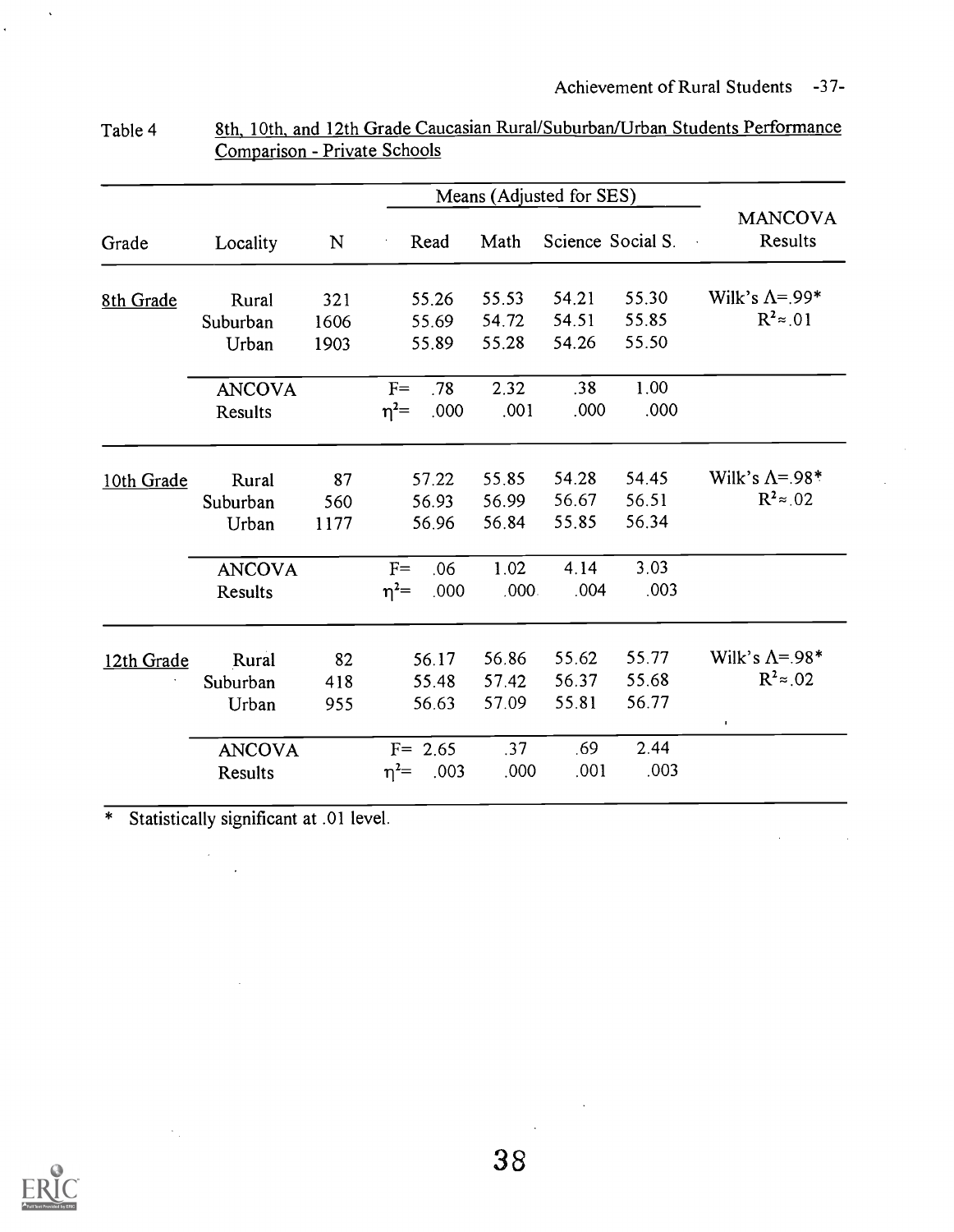Table 4 8th, 10th, and 12th Grade Caucasian Rural/Suburban/Urban Students Performance Comparison - Private Schools

| Grade | Locality | N | | Means (Adjusted for SES) | | | MANCOVA Results |
|---|---|---|---|---|---|---|---|
| | | | Read | Math | Science | Social S. | |
| 8th Grade | Rural | 321 | 55.26 | 55.53 | 54.21 | 55.30 | Wilk's Λ=.99* |
| | Suburban | 1606 | 55.69 | 54.72 | 54.51 | 55.85 | $R^2 \approx .01$ |
| | Urban | 1903 | 55.89 | 55.28 | 54.26 | 55.50 | |
| | ANCOVA Results | | F= .78 | 2.32 | .38 | 1.00 | |
| | | | $\eta^2$= .000 | .001 | .000 | .000 | |
| 10th Grade | Rural | 87 | 57.22 | 55.85 | 54.28 | 54.45 | Wilk's Λ=.98* |
| | Suburban | 560 | 56.93 | 56.99 | 56.67 | 56.51 | $R^2 \approx .02$ |
| | Urban | 1177 | 56.96 | 56.84 | 55.85 | 56.34 | |
| | ANCOVA Results | | F= .06 | 1.02 | 4.14 | 3.03 | |
| | | | $\eta^2$= .000 | .000 | .004 | .003 | |
| 12th Grade | Rural | 82 | 56.17 | 56.86 | 55.62 | 55.77 | Wilk's Λ=.98* |
| | Suburban | 418 | 55.48 | 57.42 | 56.37 | 55.68 | $R^2 \approx .02$ |
| | Urban | 955 | 56.63 | 57.09 | 55.81 | 56.77 | |
| | ANCOVA Results | | F= 2.65 | .37 | .69 | 2.44 | |
| | | | $\eta^2$= .003 | .000 | .001 | .003 | |

\* Statistically significant at .01 level.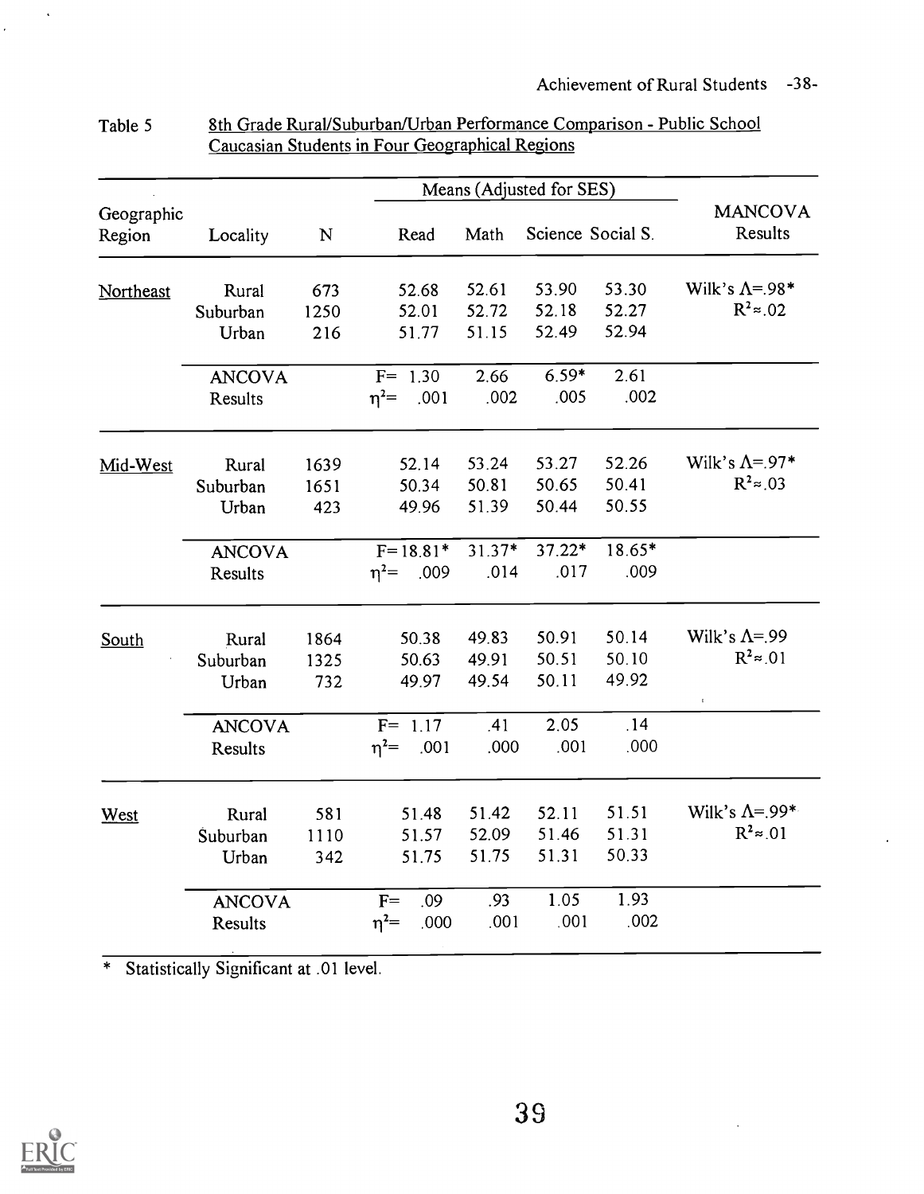Table 5 8th Grade Rural/Suburban/Urban Performance Comparison - Public School Caucasian Students in Four Geographical Regions

| Geographic Region | Locality | N | Means (Adjusted for SES) Read | Math | Science | Social S. | MANCOVA Results |
|---|---|---|---|---|---|---|---|
| Northeast | Rural | 673 | 52.68 | 52.61 | 53.90 | 53.30 | Wilk's $\Lambda$=.98* |
| | Suburban | 1250 | 52.01 | 52.72 | 52.18 | 52.27 | $R^2 \approx .02$ |
| | Urban | 216 | 51.77 | 51.15 | 52.49 | 52.94 | |
| | ANCOVA Results | | F= 1.30 | 2.66 | 6.59* | 2.61 | |
| | | | $\eta^2$= .001 | .002 | .005 | .002 | |
| Mid-West | Rural | 1639 | 52.14 | 53.24 | 53.27 | 52.26 | Wilk's $\Lambda$=.97* |
| | Suburban | 1651 | 50.34 | 50.81 | 50.65 | 50.41 | $R^2 \approx .03$ |
| | Urban | 423 | 49.96 | 51.39 | 50.44 | 50.55 | |
| | ANCOVA Results | | F=18.81* | 31.37* | 37.22* | 18.65* | |
| | | | $\eta^2$= .009 | .014 | .017 | .009 | |
| South | Rural | 1864 | 50.38 | 49.83 | 50.91 | 50.14 | Wilk's $\Lambda$=.99 |
| | Suburban | 1325 | 50.63 | 49.91 | 50.51 | 50.10 | $R^2 \approx .01$ |
| | Urban | 732 | 49.97 | 49.54 | 50.11 | 49.92 | |
| | ANCOVA Results | | F= 1.17 | .41 | 2.05 | .14 | |
| | | | $\eta^2$= .001 | .000 | .001 | .000 | |
| West | Rural | 581 | 51.48 | 51.42 | 52.11 | 51.51 | Wilk's $\Lambda$=.99* |
| | Suburban | 1110 | 51.57 | 52.09 | 51.46 | 51.31 | $R^2 \approx .01$ |
| | Urban | 342 | 51.75 | 51.75 | 51.31 | 50.33 | |
| | ANCOVA Results | | F= .09 | .93 | 1.05 | 1.93 | |
| | | | $\eta^2$= .000 | .001 | .001 | .002 | |

\* Statistically Significant at .01 level.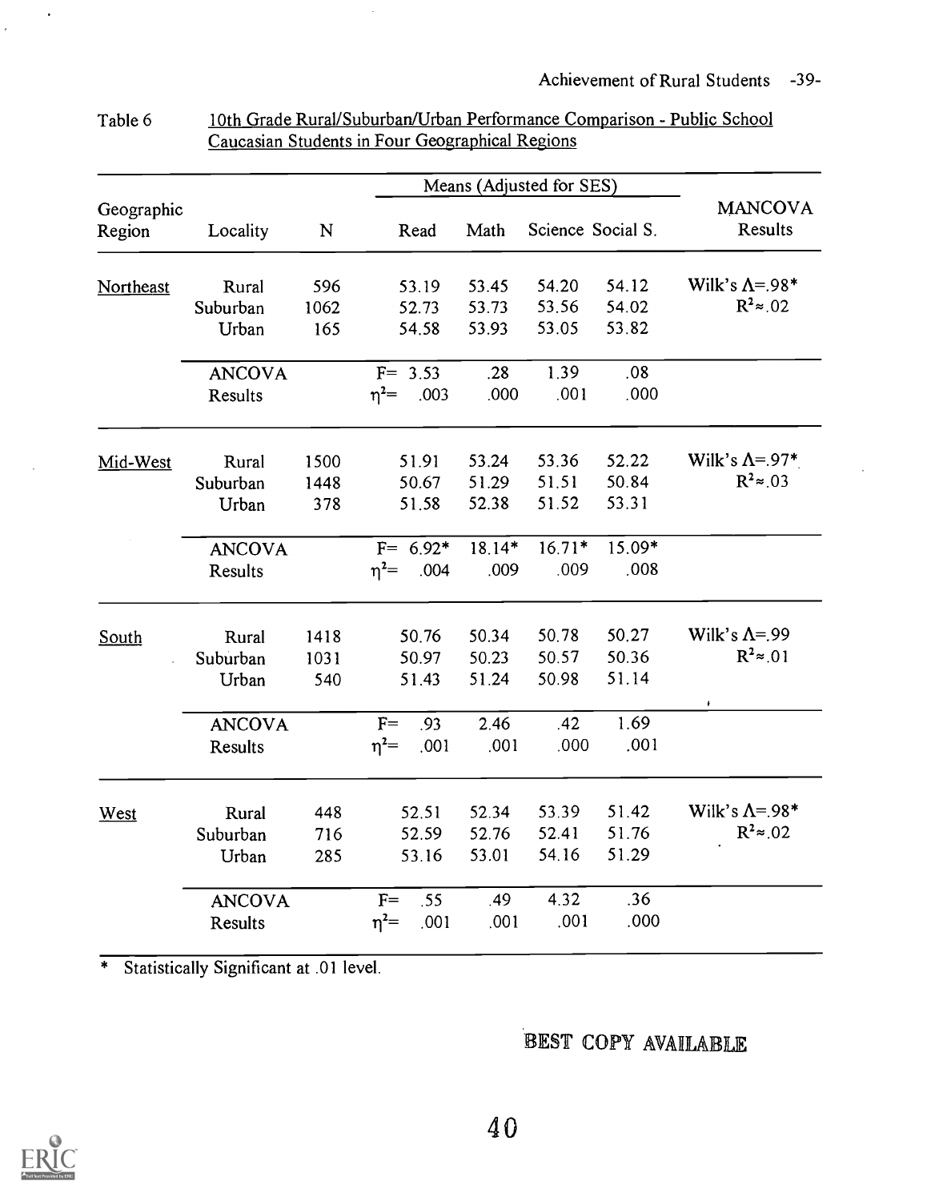Table 6 10th Grade Rural/Suburban/Urban Performance Comparison - Public School Caucasian Students in Four Geographical Regions

| Geographic Region | Locality | N | Means (Adjusted for SES) Read | Math | Science | Social S. | MANCOVA Results |
|---|---|---|---|---|---|---|---|
| Northeast | Rural | 596 | 53.19 | 53.45 | 54.20 | 54.12 | Wilk's $\Lambda$=.98* |
| | Suburban | 1062 | 52.73 | 53.73 | 53.56 | 54.02 | $R^2 \approx .02$ |
| | Urban | 165 | 54.58 | 53.93 | 53.05 | 53.82 | |
| | ANCOVA Results | | F= 3.53 | .28 | 1.39 | .08 | |
| | | | $\eta^2$= .003 | .000 | .001 | .000 | |
| Mid-West | Rural | 1500 | 51.91 | 53.24 | 53.36 | 52.22 | Wilk's $\Lambda$=.97* |
| | Suburban | 1448 | 50.67 | 51.29 | 51.51 | 50.84 | $R^2 \approx .03$ |
| | Urban | 378 | 51.58 | 52.38 | 51.52 | 53.31 | |
| | ANCOVA Results | | F= 6.92* | 18.14* | 16.71* | 15.09* | |
| | | | $\eta^2$= .004 | .009 | .009 | .008 | |
| South | Rural | 1418 | 50.76 | 50.34 | 50.78 | 50.27 | Wilk's $\Lambda$=.99 |
| | Suburban | 1031 | 50.97 | 50.23 | 50.57 | 50.36 | $R^2 \approx .01$ |
| | Urban | 540 | 51.43 | 51.24 | 50.98 | 51.14 | |
| | ANCOVA Results | | F= .93 | 2.46 | .42 | 1.69 | |
| | | | $\eta^2$= .001 | .001 | .000 | .001 | |
| West | Rural | 448 | 52.51 | 52.34 | 53.39 | 51.42 | Wilk's $\Lambda$=.98* |
| | Suburban | 716 | 52.59 | 52.76 | 52.41 | 51.76 | $R^2 \approx .02$ |
| | Urban | 285 | 53.16 | 53.01 | 54.16 | 51.29 | |
| | ANCOVA Results | | F= .55 | .49 | 4.32 | .36 | |
| | | | $\eta^2$= .001 | .001 | .001 | .000 | |

\* Statistically Significant at .01 level.

BEST COPY AVAILABLE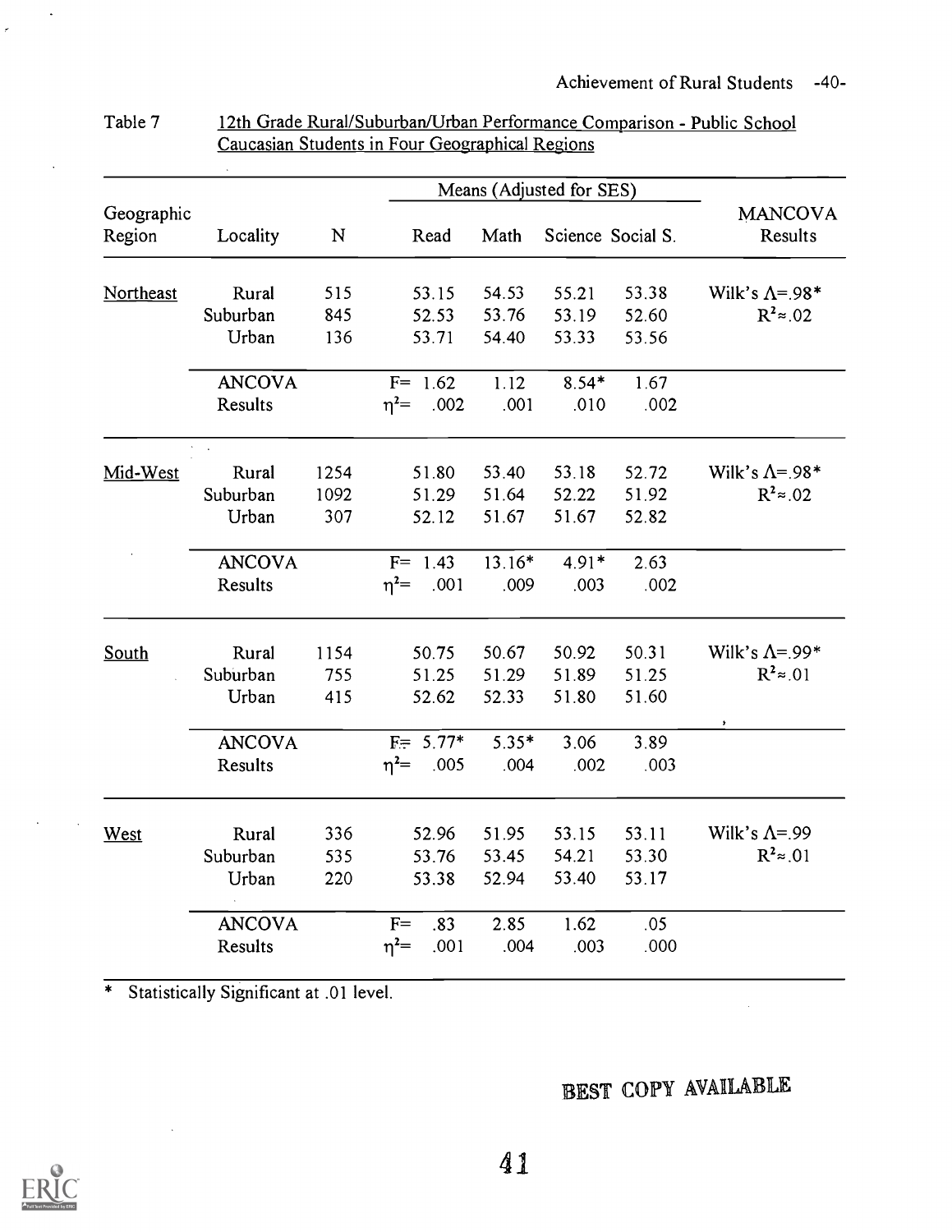Table 7 12th Grade Rural/Suburban/Urban Performance Comparison - Public School Caucasian Students in Four Geographical Regions

| Geographic Region | Locality | N | Means (Adjusted for SES) | | | | MANCOVA Results |
|---|---|---|---|---|---|---|---|
| | | | Read | Math | Science | Social S. | |
| Northeast | Rural | 515 | 53.15 | 54.53 | 55.21 | 53.38 | Wilk's $\Lambda$=.98* |
| | Suburban | 845 | 52.53 | 53.76 | 53.19 | 52.60 | $R^2 \approx .02$ |
| | Urban | 136 | 53.71 | 54.40 | 53.33 | 53.56 | |
| | ANCOVA Results | | F= 1.62 | 1.12 | 8.54* | 1.67 | |
| | | | $\eta^2$= .002 | .001 | .010 | .002 | |
| Mid-West | Rural | 1254 | 51.80 | 53.40 | 53.18 | 52.72 | Wilk's $\Lambda$=.98* |
| | Suburban | 1092 | 51.29 | 51.64 | 52.22 | 51.92 | $R^2 \approx .02$ |
| | Urban | 307 | 52.12 | 51.67 | 51.67 | 52.82 | |
| | ANCOVA Results | | F= 1.43 | 13.16* | 4.91* | 2.63 | |
| | | | $\eta^2$= .001 | .009 | .003 | .002 | |
| South | Rural | 1154 | 50.75 | 50.67 | 50.92 | 50.31 | Wilk's $\Lambda$=.99* |
| | Suburban | 755 | 51.25 | 51.29 | 51.89 | 51.25 | $R^2 \approx .01$ |
| | Urban | 415 | 52.62 | 52.33 | 51.80 | 51.60 | |
| | ANCOVA Results | | F= 5.77* | 5.35* | 3.06 | 3.89 | |
| | | | $\eta^2$= .005 | .004 | .002 | .003 | |
| West | Rural | 336 | 52.96 | 51.95 | 53.15 | 53.11 | Wilk's $\Lambda$=.99 |
| | Suburban | 535 | 53.76 | 53.45 | 54.21 | 53.30 | $R^2 \approx .01$ |
| | Urban | 220 | 53.38 | 52.94 | 53.40 | 53.17 | |
| | ANCOVA Results | | F= .83 | 2.85 | 1.62 | .05 | |
| | | | $\eta^2$= .001 | .004 | .003 | .000 | |

* Statistically Significant at .01 level.

BEST COPY AVAILABLE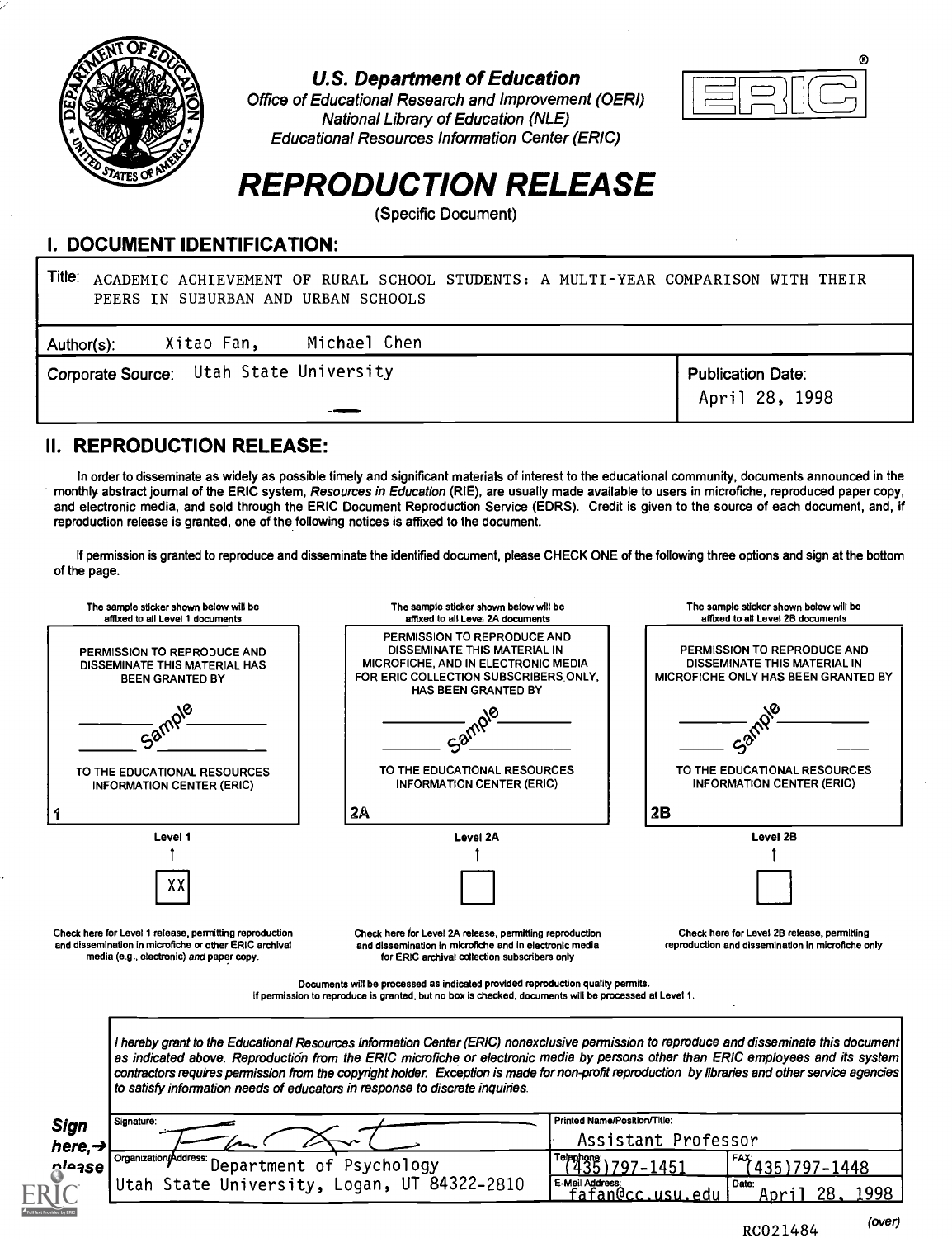**U.S. Department of Education**
*Office of Educational Research and Improvement (OERI)*
*National Library of Education (NLE)*
*Educational Resources Information Center (ERIC)*

# REPRODUCTION RELEASE

(Specific Document)

## I. DOCUMENT IDENTIFICATION:

| | |
|---|---|
| Title: ACADEMIC ACHIEVEMENT OF RURAL SCHOOL STUDENTS: A MULTI-YEAR COMPARISON WITH THEIR PEERS IN SUBURBAN AND URBAN SCHOOLS | |
| Author(s): Xitao Fan, Michael Chen | |
| Corporate Source: Utah State University | Publication Date: April 28, 1998 |

## II. REPRODUCTION RELEASE:

In order to disseminate as widely as possible timely and significant materials of interest to the educational community, documents announced in the monthly abstract journal of the ERIC system, *Resources in Education* (RIE), are usually made available to users in microfiche, reproduced paper copy, and electronic media, and sold through the ERIC Document Reproduction Service (EDRS). Credit is given to the source of each document, and, if reproduction release is granted, one of the following notices is affixed to the document.

If permission is granted to reproduce and disseminate the identified document, please CHECK ONE of the following three options and sign at the bottom of the page.

| The sample sticker shown below will be affixed to all Level 1 documents | The sample sticker shown below will be affixed to all Level 2A documents | The sample sticker shown below will be affixed to all Level 2B documents |
|---|---|---|
| PERMISSION TO REPRODUCE AND DISSEMINATE THIS MATERIAL HAS BEEN GRANTED BY<br>Sample<br>TO THE EDUCATIONAL RESOURCES INFORMATION CENTER (ERIC) | PERMISSION TO REPRODUCE AND DISSEMINATE THIS MATERIAL IN MICROFICHE, AND IN ELECTRONIC MEDIA FOR ERIC COLLECTION SUBSCRIBERS ONLY, HAS BEEN GRANTED BY<br>Sample<br>TO THE EDUCATIONAL RESOURCES INFORMATION CENTER (ERIC) | PERMISSION TO REPRODUCE AND DISSEMINATE THIS MATERIAL IN MICROFICHE ONLY HAS BEEN GRANTED BY<br>Sample<br>TO THE EDUCATIONAL RESOURCES INFORMATION CENTER (ERIC) |
| 1 | 2A | 2B |
| Level 1 | Level 2A | Level 2B |
| [XX] | [ ] | [ ] |
| Check here for Level 1 release, permitting reproduction and dissemination in microfiche or other ERIC archival media (e.g., electronic) *and* paper copy. | Check here for Level 2A release, permitting reproduction and dissemination in microfiche and in electronic media for ERIC archival collection subscribers only | Check here for Level 2B release, permitting reproduction and dissemination in microfiche only |

Documents will be processed as indicated provided reproduction quality permits.
If permission to reproduce is granted, but no box is checked, documents will be processed at Level 1.

*I hereby grant to the Educational Resources Information Center (ERIC) nonexclusive permission to reproduce and disseminate this document as indicated above. Reproduction from the ERIC microfiche or electronic media by persons other than ERIC employees and its system contractors requires permission from the copyright holder. Exception is made for non-profit reproduction by libraries and other service agencies to satisfy information needs of educators in response to discrete inquiries.*

**Sign here, → please**

| | | |
|---|---|---|
| Signature: [signature] | Printed Name/Position/Title: Assistant Professor | |
| Organization/Address: Department of Psychology<br>Utah State University, Logan, UT 84322-2810 | Telephone: (435)797-1451 | FAX: (435)797-1448 |
| | E-Mail Address: fafan@cc.usu.edu | Date: April 28, 1998 |

RC021484

(over)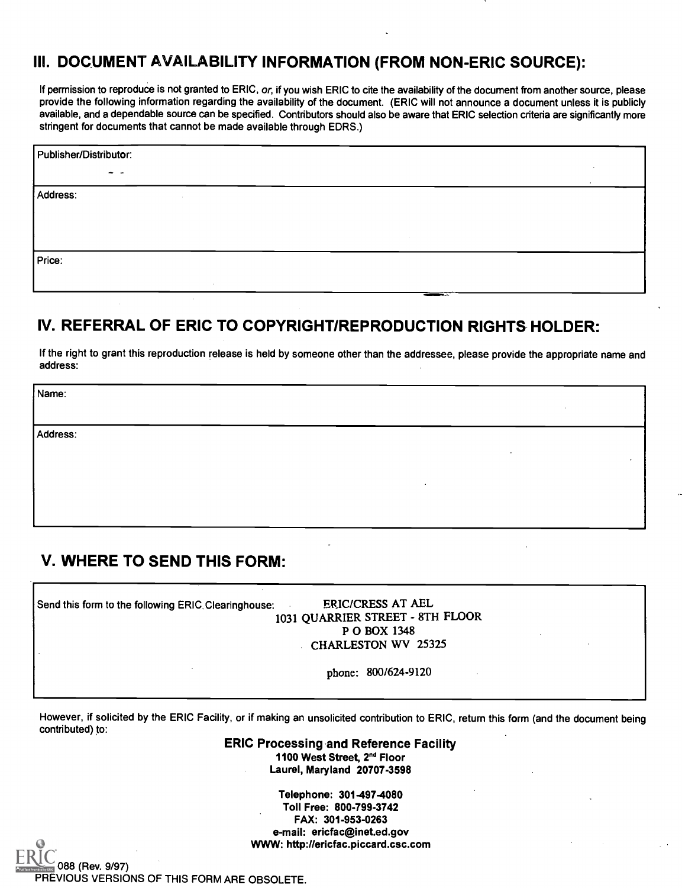## III. DOCUMENT AVAILABILITY INFORMATION (FROM NON-ERIC SOURCE):

If permission to reproduce is not granted to ERIC, *or*, if you wish ERIC to cite the availability of the document from another source, please provide the following information regarding the availability of the document. (ERIC will not announce a document unless it is publicly available, and a dependable source can be specified. Contributors should also be aware that ERIC selection criteria are significantly more stringent for documents that cannot be made available through EDRS.)

| |
|---|
| Publisher/Distributor: |
| Address: |
| Price: |

## IV. REFERRAL OF ERIC TO COPYRIGHT/REPRODUCTION RIGHTS HOLDER:

If the right to grant this reproduction release is held by someone other than the addressee, please provide the appropriate name and address:

| |
|---|
| Name: |
| Address: |

## V. WHERE TO SEND THIS FORM:

Send this form to the following ERIC Clearinghouse:

ERIC/CRESS AT AEL
1031 QUARRIER STREET - 8TH FLOOR
P O BOX 1348
CHARLESTON WV 25325

phone: 800/624-9120

However, if solicited by the ERIC Facility, or if making an unsolicited contribution to ERIC, return this form (and the document being contributed) to:

**ERIC Processing and Reference Facility**
**1100 West Street, 2nd Floor**
**Laurel, Maryland 20707-3598**

**Telephone: 301-497-4080**
**Toll Free: 800-799-3742**
**FAX: 301-953-0263**
**e-mail: ericfac@inet.ed.gov**
**WWW: http://ericfac.piccard.csc.com**

088 (Rev. 9/97)
PREVIOUS VERSIONS OF THIS FORM ARE OBSOLETE.